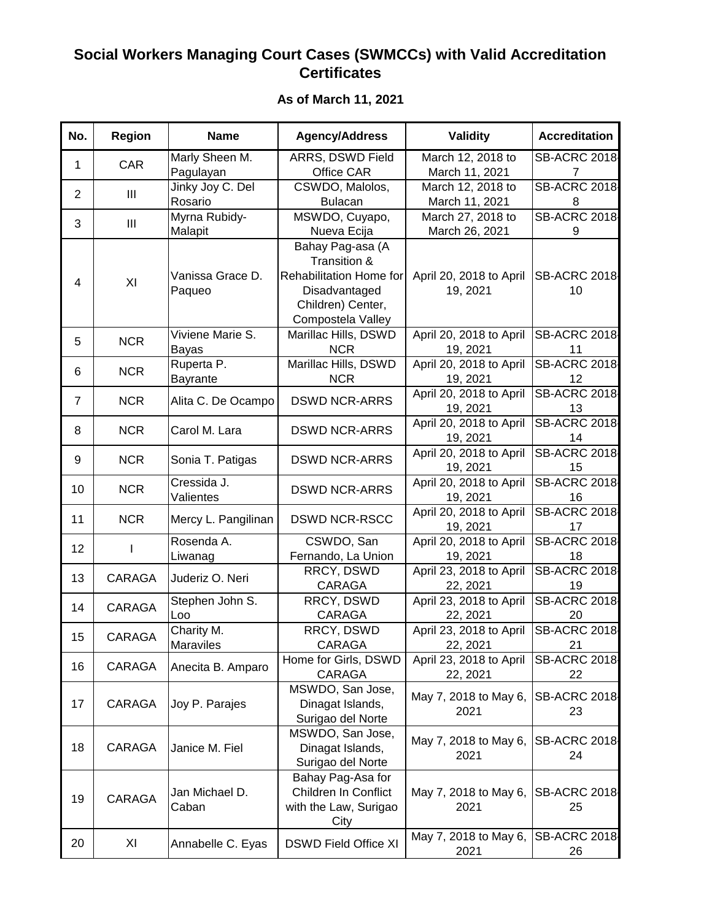# Social Workers Managing Court Cases (SWMCCs) with Valid Accreditation Certificates

## As of March 11, 2021

| No. | Region | Name | Agency/Address | Validity | Accreditation |
|---|---|---|---|---|---|
| 1 | CAR | Marly Sheen M. Pagulayan | ARRS, DSWD Field Office CAR | March 12, 2018 to March 11, 2021 | SB-ACRC 2018-7 |
| 2 | III | Jinky Joy C. Del Rosario | CSWDO, Malolos, Bulacan | March 12, 2018 to March 11, 2021 | SB-ACRC 2018-8 |
| 3 | III | Myrna Rubidy-Malapit | MSWDO, Cuyapo, Nueva Ecija | March 27, 2018 to March 26, 2021 | SB-ACRC 2018-9 |
| 4 | XI | Vanissa Grace D. Paqueo | Bahay Pag-asa (A Transition & Rehabilitation Home for Disadvantaged Children) Center, Compostela Valley | April 20, 2018 to April 19, 2021 | SB-ACRC 2018-10 |
| 5 | NCR | Viviene Marie S. Bayas | Marillac Hills, DSWD NCR | April 20, 2018 to April 19, 2021 | SB-ACRC 2018-11 |
| 6 | NCR | Ruperta P. Bayrante | Marillac Hills, DSWD NCR | April 20, 2018 to April 19, 2021 | SB-ACRC 2018-12 |
| 7 | NCR | Alita C. De Ocampo | DSWD NCR-ARRS | April 20, 2018 to April 19, 2021 | SB-ACRC 2018-13 |
| 8 | NCR | Carol M. Lara | DSWD NCR-ARRS | April 20, 2018 to April 19, 2021 | SB-ACRC 2018-14 |
| 9 | NCR | Sonia T. Patigas | DSWD NCR-ARRS | April 20, 2018 to April 19, 2021 | SB-ACRC 2018-15 |
| 10 | NCR | Cressida J. Valientes | DSWD NCR-ARRS | April 20, 2018 to April 19, 2021 | SB-ACRC 2018-16 |
| 11 | NCR | Mercy L. Pangilinan | DSWD NCR-RSCC | April 20, 2018 to April 19, 2021 | SB-ACRC 2018-17 |
| 12 | I | Rosenda A. Liwanag | CSWDO, San Fernando, La Union | April 20, 2018 to April 19, 2021 | SB-ACRC 2018-18 |
| 13 | CARAGA | Juderiz O. Neri | RRCY, DSWD CARAGA | April 23, 2018 to April 22, 2021 | SB-ACRC 2018-19 |
| 14 | CARAGA | Stephen John S. Loo | RRCY, DSWD CARAGA | April 23, 2018 to April 22, 2021 | SB-ACRC 2018-20 |
| 15 | CARAGA | Charity M. Maraviles | RRCY, DSWD CARAGA | April 23, 2018 to April 22, 2021 | SB-ACRC 2018-21 |
| 16 | CARAGA | Anecita B. Amparo | Home for Girls, DSWD CARAGA | April 23, 2018 to April 22, 2021 | SB-ACRC 2018-22 |
| 17 | CARAGA | Joy P. Parajes | MSWDO, San Jose, Dinagat Islands, Surigao del Norte | May 7, 2018 to May 6, 2021 | SB-ACRC 2018-23 |
| 18 | CARAGA | Janice M. Fiel | MSWDO, San Jose, Dinagat Islands, Surigao del Norte | May 7, 2018 to May 6, 2021 | SB-ACRC 2018-24 |
| 19 | CARAGA | Jan Michael D. Caban | Bahay Pag-Asa for Children In Conflict with the Law, Surigao City | May 7, 2018 to May 6, 2021 | SB-ACRC 2018-25 |
| 20 | XI | Annabelle C. Eyas | DSWD Field Office XI | May 7, 2018 to May 6, 2021 | SB-ACRC 2018-26 |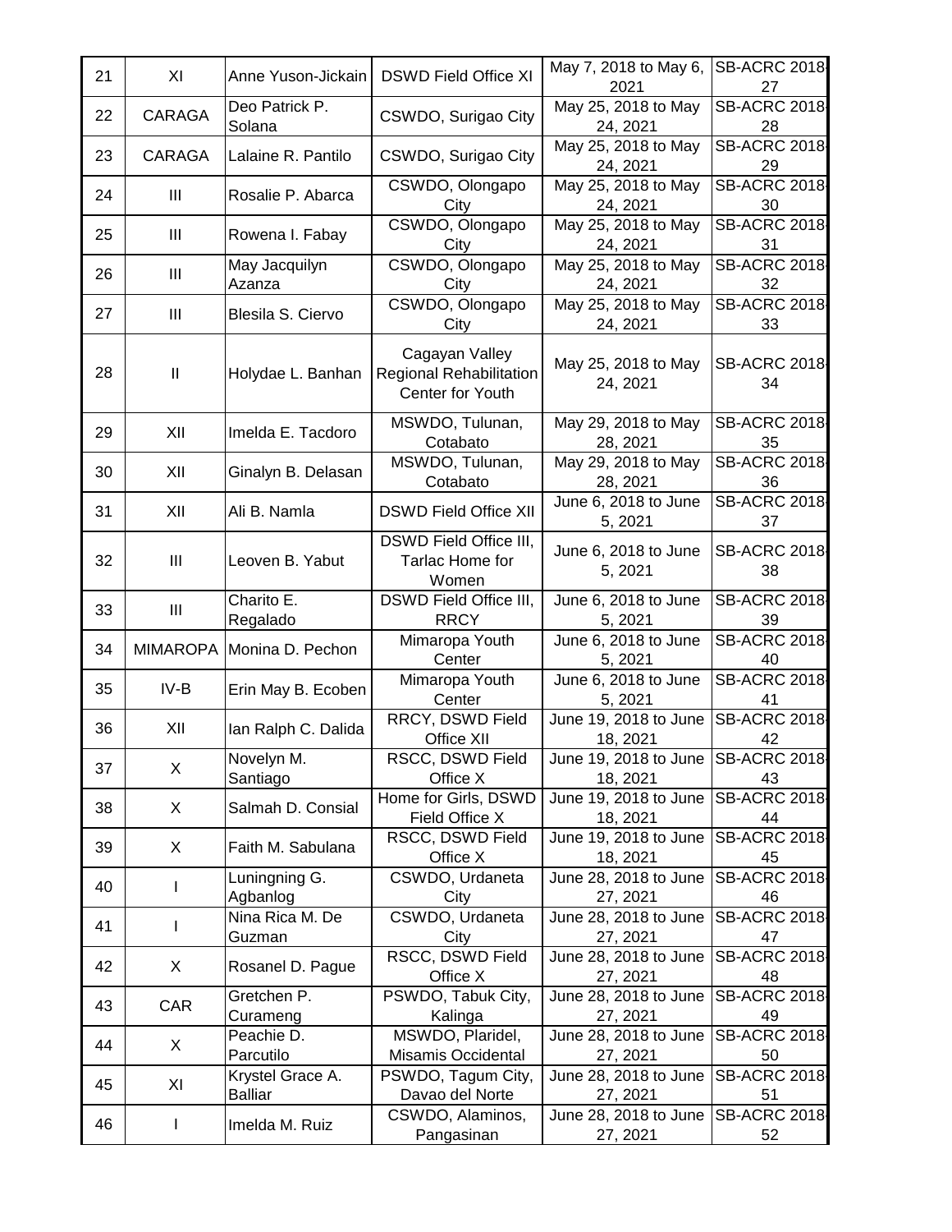| 21 | XI | Anne Yuson-Jickain | DSWD Field Office XI | May 7, 2018 to May 6, 2021 | SB-ACRC 2018-27 |
|---|---|---|---|---|---|
| 22 | CARAGA | Deo Patrick P. Solana | CSWDO, Surigao City | May 25, 2018 to May 24, 2021 | SB-ACRC 2018-28 |
| 23 | CARAGA | Lalaine R. Pantilo | CSWDO, Surigao City | May 25, 2018 to May 24, 2021 | SB-ACRC 2018-29 |
| 24 | III | Rosalie P. Abarca | CSWDO, Olongapo City | May 25, 2018 to May 24, 2021 | SB-ACRC 2018-30 |
| 25 | III | Rowena I. Fabay | CSWDO, Olongapo City | May 25, 2018 to May 24, 2021 | SB-ACRC 2018-31 |
| 26 | III | May Jacquilyn Azanza | CSWDO, Olongapo City | May 25, 2018 to May 24, 2021 | SB-ACRC 2018-32 |
| 27 | III | Blesila S. Ciervo | CSWDO, Olongapo City | May 25, 2018 to May 24, 2021 | SB-ACRC 2018-33 |
| 28 | II | Holydae L. Banhan | Cagayan Valley Regional Rehabilitation Center for Youth | May 25, 2018 to May 24, 2021 | SB-ACRC 2018-34 |
| 29 | XII | Imelda E. Tacdoro | MSWDO, Tulunan, Cotabato | May 29, 2018 to May 28, 2021 | SB-ACRC 2018-35 |
| 30 | XII | Ginalyn B. Delasan | MSWDO, Tulunan, Cotabato | May 29, 2018 to May 28, 2021 | SB-ACRC 2018-36 |
| 31 | XII | Ali B. Namla | DSWD Field Office XII | June 6, 2018 to June 5, 2021 | SB-ACRC 2018-37 |
| 32 | III | Leoven B. Yabut | DSWD Field Office III, Tarlac Home for Women | June 6, 2018 to June 5, 2021 | SB-ACRC 2018-38 |
| 33 | III | Charito E. Regalado | DSWD Field Office III, RRCY | June 6, 2018 to June 5, 2021 | SB-ACRC 2018-39 |
| 34 | MIMAROPA | Monina D. Pechon | Mimaropa Youth Center | June 6, 2018 to June 5, 2021 | SB-ACRC 2018-40 |
| 35 | IV-B | Erin May B. Ecoben | Mimaropa Youth Center | June 6, 2018 to June 5, 2021 | SB-ACRC 2018-41 |
| 36 | XII | Ian Ralph C. Dalida | RRCY, DSWD Field Office XII | June 19, 2018 to June 18, 2021 | SB-ACRC 2018-42 |
| 37 | X | Novelyn M. Santiago | RSCC, DSWD Field Office X | June 19, 2018 to June 18, 2021 | SB-ACRC 2018-43 |
| 38 | X | Salmah D. Consial | Home for Girls, DSWD Field Office X | June 19, 2018 to June 18, 2021 | SB-ACRC 2018-44 |
| 39 | X | Faith M. Sabulana | RSCC, DSWD Field Office X | June 19, 2018 to June 18, 2021 | SB-ACRC 2018-45 |
| 40 | I | Luningning G. Agbanlog | CSWDO, Urdaneta City | June 28, 2018 to June 27, 2021 | SB-ACRC 2018-46 |
| 41 | I | Nina Rica M. De Guzman | CSWDO, Urdaneta City | June 28, 2018 to June 27, 2021 | SB-ACRC 2018-47 |
| 42 | X | Rosanel D. Pague | RSCC, DSWD Field Office X | June 28, 2018 to June 27, 2021 | SB-ACRC 2018-48 |
| 43 | CAR | Gretchen P. Curameng | PSWDO, Tabuk City, Kalinga | June 28, 2018 to June 27, 2021 | SB-ACRC 2018-49 |
| 44 | X | Peachie D. Parcutilo | MSWDO, Plaridel, Misamis Occidental | June 28, 2018 to June 27, 2021 | SB-ACRC 2018-50 |
| 45 | XI | Krystel Grace A. Balliar | PSWDO, Tagum City, Davao del Norte | June 28, 2018 to June 27, 2021 | SB-ACRC 2018-51 |
| 46 | I | Imelda M. Ruiz | CSWDO, Alaminos, Pangasinan | June 28, 2018 to June 27, 2021 | SB-ACRC 2018-52 |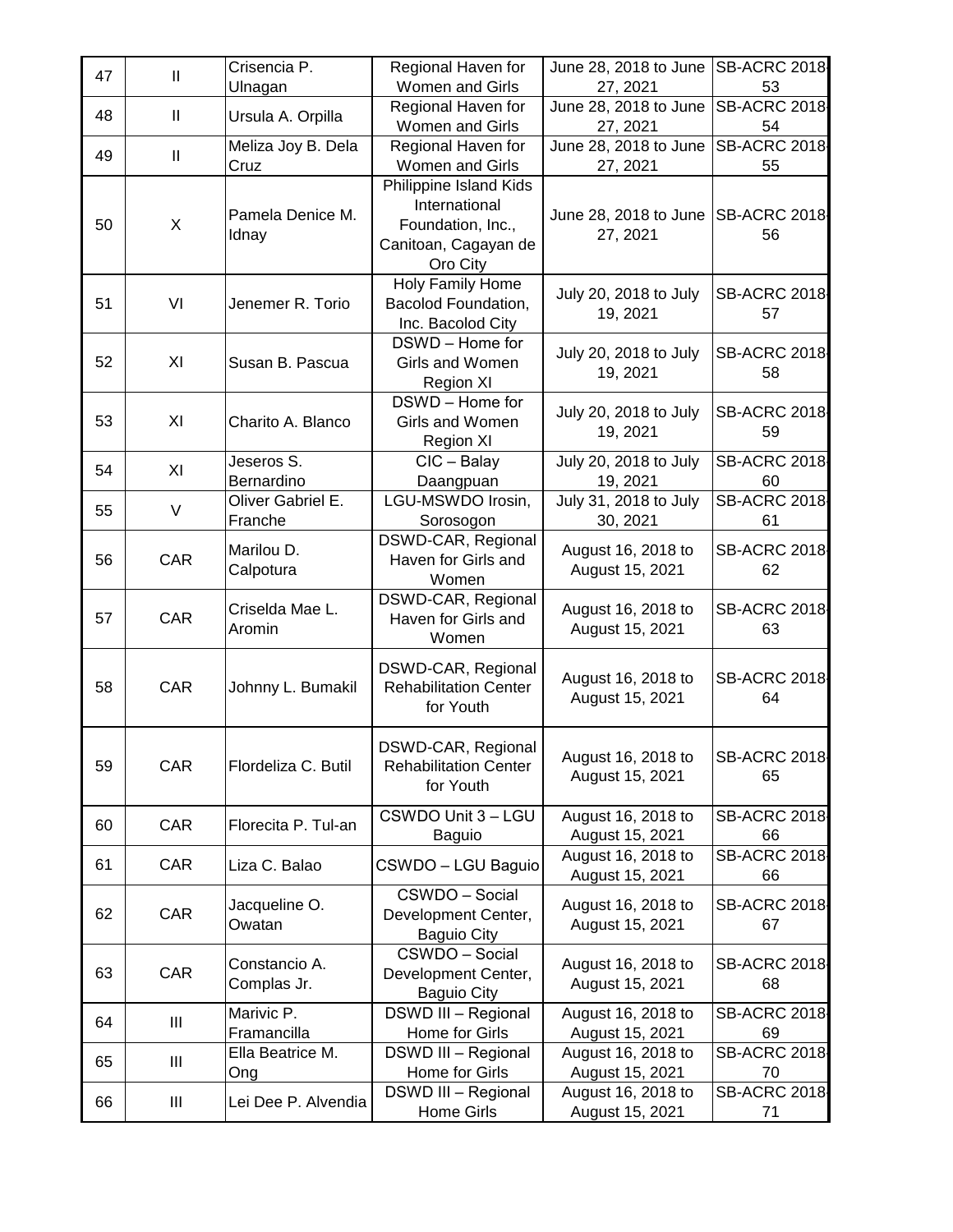| 47 | II | Crisencia P. Ulnagan | Regional Haven for Women and Girls | June 28, 2018 to June 27, 2021 | SB-ACRC 2018-53 |
|---|---|---|---|---|---|
| 48 | II | Ursula A. Orpilla | Regional Haven for Women and Girls | June 28, 2018 to June 27, 2021 | SB-ACRC 2018-54 |
| 49 | II | Meliza Joy B. Dela Cruz | Regional Haven for Women and Girls | June 28, 2018 to June 27, 2021 | SB-ACRC 2018-55 |
| 50 | X | Pamela Denice M. Idnay | Philippine Island Kids International Foundation, Inc., Canitoan, Cagayan de Oro City | June 28, 2018 to June 27, 2021 | SB-ACRC 2018-56 |
| 51 | VI | Jenemer R. Torio | Holy Family Home Bacolod Foundation, Inc. Bacolod City | July 20, 2018 to July 19, 2021 | SB-ACRC 2018-57 |
| 52 | XI | Susan B. Pascua | DSWD – Home for Girls and Women Region XI | July 20, 2018 to July 19, 2021 | SB-ACRC 2018-58 |
| 53 | XI | Charito A. Blanco | DSWD – Home for Girls and Women Region XI | July 20, 2018 to July 19, 2021 | SB-ACRC 2018-59 |
| 54 | XI | Jeseros S. Bernardino | CIC – Balay Daangpuan | July 20, 2018 to July 19, 2021 | SB-ACRC 2018-60 |
| 55 | V | Oliver Gabriel E. Franche | LGU-MSWDO Irosin, Sorosogon | July 31, 2018 to July 30, 2021 | SB-ACRC 2018-61 |
| 56 | CAR | Marilou D. Calpotura | DSWD-CAR, Regional Haven for Girls and Women | August 16, 2018 to August 15, 2021 | SB-ACRC 2018-62 |
| 57 | CAR | Criselda Mae L. Aromin | DSWD-CAR, Regional Haven for Girls and Women | August 16, 2018 to August 15, 2021 | SB-ACRC 2018-63 |
| 58 | CAR | Johnny L. Bumakil | DSWD-CAR, Regional Rehabilitation Center for Youth | August 16, 2018 to August 15, 2021 | SB-ACRC 2018-64 |
| 59 | CAR | Flordeliza C. Butil | DSWD-CAR, Regional Rehabilitation Center for Youth | August 16, 2018 to August 15, 2021 | SB-ACRC 2018-65 |
| 60 | CAR | Florecita P. Tul-an | CSWDO Unit 3 – LGU Baguio | August 16, 2018 to August 15, 2021 | SB-ACRC 2018-66 |
| 61 | CAR | Liza C. Balao | CSWDO – LGU Baguio | August 16, 2018 to August 15, 2021 | SB-ACRC 2018-66 |
| 62 | CAR | Jacqueline O. Owatan | CSWDO – Social Development Center, Baguio City | August 16, 2018 to August 15, 2021 | SB-ACRC 2018-67 |
| 63 | CAR | Constancio A. Complas Jr. | CSWDO – Social Development Center, Baguio City | August 16, 2018 to August 15, 2021 | SB-ACRC 2018-68 |
| 64 | III | Marivic P. Framancilla | DSWD III – Regional Home for Girls | August 16, 2018 to August 15, 2021 | SB-ACRC 2018-69 |
| 65 | III | Ella Beatrice M. Ong | DSWD III – Regional Home for Girls | August 16, 2018 to August 15, 2021 | SB-ACRC 2018-70 |
| 66 | III | Lei Dee P. Alvendia | DSWD III – Regional Home Girls | August 16, 2018 to August 15, 2021 | SB-ACRC 2018-71 |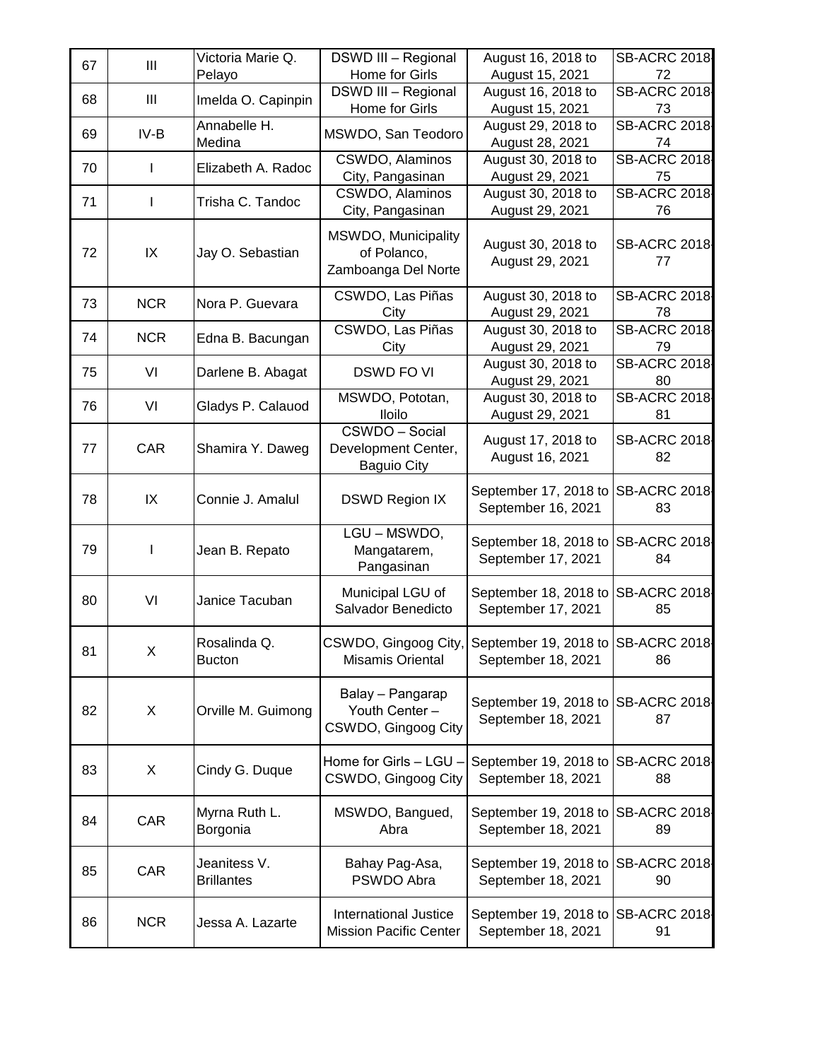| 67 | III | Victoria Marie Q. Pelayo | DSWD III – Regional Home for Girls | August 16, 2018 to August 15, 2021 | SB-ACRC 2018-72 |
|---|---|---|---|---|---|
| 68 | III | Imelda O. Capinpin | DSWD III – Regional Home for Girls | August 16, 2018 to August 15, 2021 | SB-ACRC 2018-73 |
| 69 | IV-B | Annabelle H. Medina | MSWDO, San Teodoro | August 29, 2018 to August 28, 2021 | SB-ACRC 2018-74 |
| 70 | I | Elizabeth A. Radoc | CSWDO, Alaminos City, Pangasinan | August 30, 2018 to August 29, 2021 | SB-ACRC 2018-75 |
| 71 | I | Trisha C. Tandoc | CSWDO, Alaminos City, Pangasinan | August 30, 2018 to August 29, 2021 | SB-ACRC 2018-76 |
| 72 | IX | Jay O. Sebastian | MSWDO, Municipality of Polanco, Zamboanga Del Norte | August 30, 2018 to August 29, 2021 | SB-ACRC 2018-77 |
| 73 | NCR | Nora P. Guevara | CSWDO, Las Piñas City | August 30, 2018 to August 29, 2021 | SB-ACRC 2018-78 |
| 74 | NCR | Edna B. Bacungan | CSWDO, Las Piñas City | August 30, 2018 to August 29, 2021 | SB-ACRC 2018-79 |
| 75 | VI | Darlene B. Abagat | DSWD FO VI | August 30, 2018 to August 29, 2021 | SB-ACRC 2018-80 |
| 76 | VI | Gladys P. Calauod | MSWDO, Pototan, Iloilo | August 30, 2018 to August 29, 2021 | SB-ACRC 2018-81 |
| 77 | CAR | Shamira Y. Daweg | CSWDO – Social Development Center, Baguio City | August 17, 2018 to August 16, 2021 | SB-ACRC 2018-82 |
| 78 | IX | Connie J. Amalul | DSWD Region IX | September 17, 2018 to September 16, 2021 | SB-ACRC 2018-83 |
| 79 | I | Jean B. Repato | LGU – MSWDO, Mangatarem, Pangasinan | September 18, 2018 to September 17, 2021 | SB-ACRC 2018-84 |
| 80 | VI | Janice Tacuban | Municipal LGU of Salvador Benedicto | September 18, 2018 to September 17, 2021 | SB-ACRC 2018-85 |
| 81 | X | Rosalinda Q. Bucton | CSWDO, Gingoog City, Misamis Oriental | September 19, 2018 to September 18, 2021 | SB-ACRC 2018-86 |
| 82 | X | Orville M. Guimong | Balay – Pangarap Youth Center – CSWDO, Gingoog City | September 19, 2018 to September 18, 2021 | SB-ACRC 2018-87 |
| 83 | X | Cindy G. Duque | Home for Girls – LGU – CSWDO, Gingoog City | September 19, 2018 to September 18, 2021 | SB-ACRC 2018-88 |
| 84 | CAR | Myrna Ruth L. Borgonia | MSWDO, Bangued, Abra | September 19, 2018 to September 18, 2021 | SB-ACRC 2018-89 |
| 85 | CAR | Jeanitess V. Brillantes | Bahay Pag-Asa, PSWDO Abra | September 19, 2018 to September 18, 2021 | SB-ACRC 2018-90 |
| 86 | NCR | Jessa A. Lazarte | International Justice Mission Pacific Center | September 19, 2018 to September 18, 2021 | SB-ACRC 2018-91 |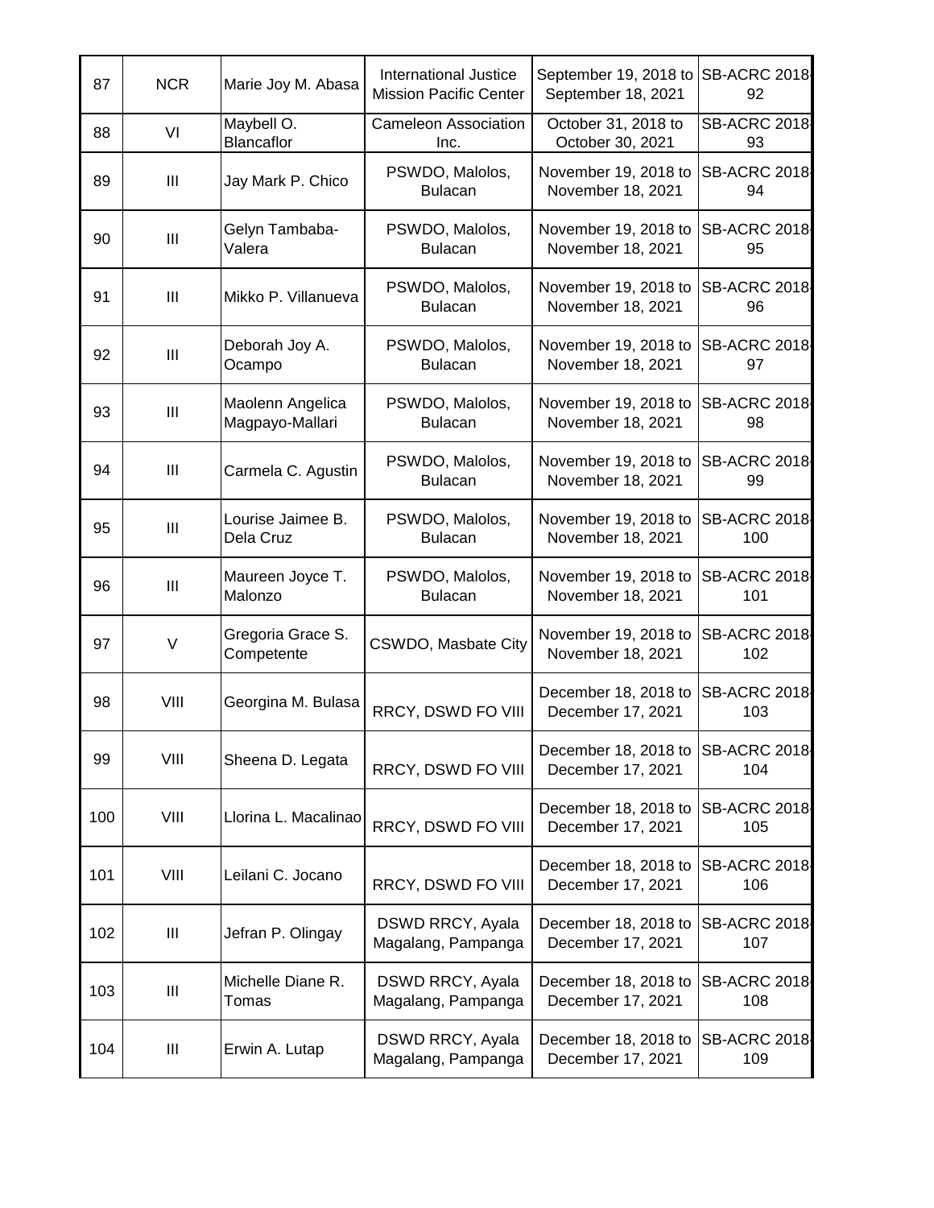| 87 | NCR | Marie Joy M. Abasa | International Justice Mission Pacific Center | September 19, 2018 to September 18, 2021 | SB-ACRC 2018-92 |
|---|---|---|---|---|---|
| 88 | VI | Maybell O. Blancaflor | Cameleon Association Inc. | October 31, 2018 to October 30, 2021 | SB-ACRC 2018-93 |
| 89 | III | Jay Mark P. Chico | PSWDO, Malolos, Bulacan | November 19, 2018 to November 18, 2021 | SB-ACRC 2018-94 |
| 90 | III | Gelyn Tambaba-Valera | PSWDO, Malolos, Bulacan | November 19, 2018 to November 18, 2021 | SB-ACRC 2018-95 |
| 91 | III | Mikko P. Villanueva | PSWDO, Malolos, Bulacan | November 19, 2018 to November 18, 2021 | SB-ACRC 2018-96 |
| 92 | III | Deborah Joy A. Ocampo | PSWDO, Malolos, Bulacan | November 19, 2018 to November 18, 2021 | SB-ACRC 2018-97 |
| 93 | III | Maolenn Angelica Magpayo-Mallari | PSWDO, Malolos, Bulacan | November 19, 2018 to November 18, 2021 | SB-ACRC 2018-98 |
| 94 | III | Carmela C. Agustin | PSWDO, Malolos, Bulacan | November 19, 2018 to November 18, 2021 | SB-ACRC 2018-99 |
| 95 | III | Lourise Jaimee B. Dela Cruz | PSWDO, Malolos, Bulacan | November 19, 2018 to November 18, 2021 | SB-ACRC 2018-100 |
| 96 | III | Maureen Joyce T. Malonzo | PSWDO, Malolos, Bulacan | November 19, 2018 to November 18, 2021 | SB-ACRC 2018-101 |
| 97 | V | Gregoria Grace S. Competente | CSWDO, Masbate City | November 19, 2018 to November 18, 2021 | SB-ACRC 2018-102 |
| 98 | VIII | Georgina M. Bulasa | RRCY, DSWD FO VIII | December 18, 2018 to December 17, 2021 | SB-ACRC 2018-103 |
| 99 | VIII | Sheena D. Legata | RRCY, DSWD FO VIII | December 18, 2018 to December 17, 2021 | SB-ACRC 2018-104 |
| 100 | VIII | Llorina L. Macalinao | RRCY, DSWD FO VIII | December 18, 2018 to December 17, 2021 | SB-ACRC 2018-105 |
| 101 | VIII | Leilani C. Jocano | RRCY, DSWD FO VIII | December 18, 2018 to December 17, 2021 | SB-ACRC 2018-106 |
| 102 | III | Jefran P. Olingay | DSWD RRCY, Ayala Magalang, Pampanga | December 18, 2018 to December 17, 2021 | SB-ACRC 2018-107 |
| 103 | III | Michelle Diane R. Tomas | DSWD RRCY, Ayala Magalang, Pampanga | December 18, 2018 to December 17, 2021 | SB-ACRC 2018-108 |
| 104 | III | Erwin A. Lutap | DSWD RRCY, Ayala Magalang, Pampanga | December 18, 2018 to December 17, 2021 | SB-ACRC 2018-109 |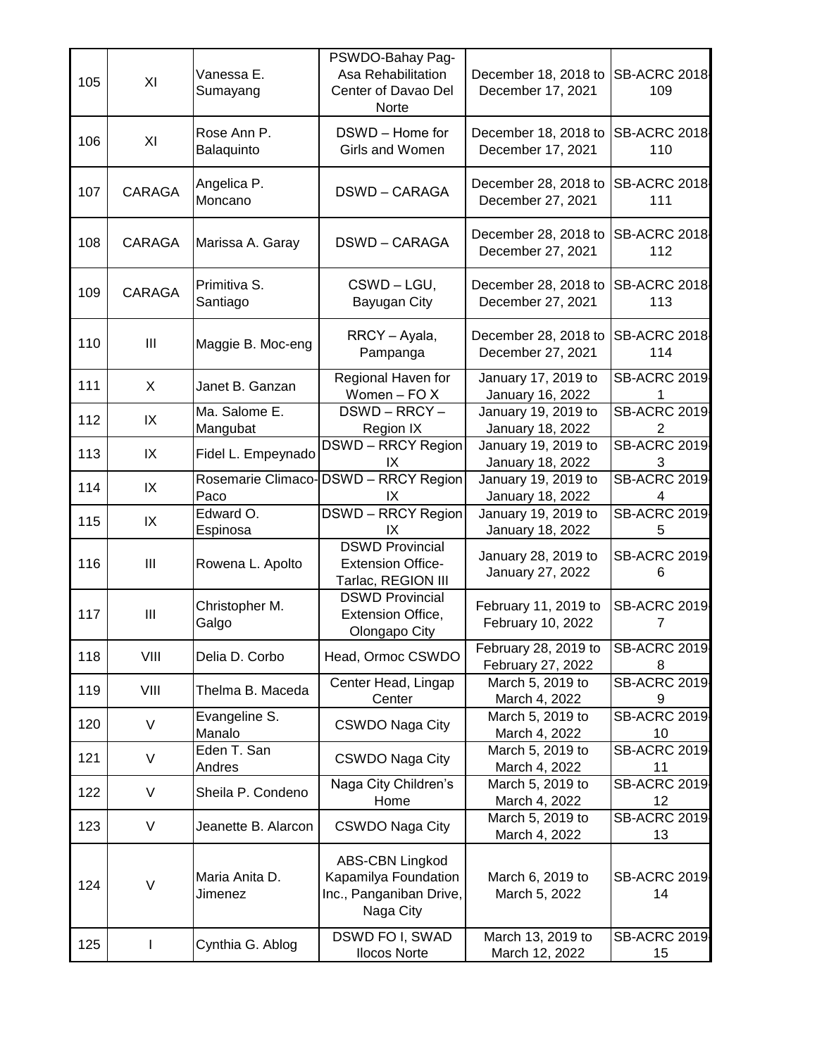| 105 | XI | Vanessa E. Sumayang | PSWDO-Bahay Pag-Asa Rehabilitation Center of Davao Del Norte | December 18, 2018 to December 17, 2021 | SB-ACRC 2018-109 |
|---|---|---|---|---|---|
| 106 | XI | Rose Ann P. Balaquinto | DSWD – Home for Girls and Women | December 18, 2018 to December 17, 2021 | SB-ACRC 2018-110 |
| 107 | CARAGA | Angelica P. Moncano | DSWD – CARAGA | December 28, 2018 to December 27, 2021 | SB-ACRC 2018-111 |
| 108 | CARAGA | Marissa A. Garay | DSWD – CARAGA | December 28, 2018 to December 27, 2021 | SB-ACRC 2018-112 |
| 109 | CARAGA | Primitiva S. Santiago | CSWD – LGU, Bayugan City | December 28, 2018 to December 27, 2021 | SB-ACRC 2018-113 |
| 110 | III | Maggie B. Moc-eng | RRCY – Ayala, Pampanga | December 28, 2018 to December 27, 2021 | SB-ACRC 2018-114 |
| 111 | X | Janet B. Ganzan | Regional Haven for Women – FO X | January 17, 2019 to January 16, 2022 | SB-ACRC 2019-1 |
| 112 | IX | Ma. Salome E. Mangubat | DSWD – RRCY – Region IX | January 19, 2019 to January 18, 2022 | SB-ACRC 2019-2 |
| 113 | IX | Fidel L. Empeynado | DSWD – RRCY Region IX | January 19, 2019 to January 18, 2022 | SB-ACRC 2019-3 |
| 114 | IX | Rosemarie Climaco-Paco | DSWD – RRCY Region IX | January 19, 2019 to January 18, 2022 | SB-ACRC 2019-4 |
| 115 | IX | Edward O. Espinosa | DSWD – RRCY Region IX | January 19, 2019 to January 18, 2022 | SB-ACRC 2019-5 |
| 116 | III | Rowena L. Apolto | DSWD Provincial Extension Office-Tarlac, REGION III | January 28, 2019 to January 27, 2022 | SB-ACRC 2019-6 |
| 117 | III | Christopher M. Galgo | DSWD Provincial Extension Office, Olongapo City | February 11, 2019 to February 10, 2022 | SB-ACRC 2019-7 |
| 118 | VIII | Delia D. Corbo | Head, Ormoc CSWDO | February 28, 2019 to February 27, 2022 | SB-ACRC 2019-8 |
| 119 | VIII | Thelma B. Maceda | Center Head, Lingap Center | March 5, 2019 to March 4, 2022 | SB-ACRC 2019-9 |
| 120 | V | Evangeline S. Manalo | CSWDO Naga City | March 5, 2019 to March 4, 2022 | SB-ACRC 2019-10 |
| 121 | V | Eden T. San Andres | CSWDO Naga City | March 5, 2019 to March 4, 2022 | SB-ACRC 2019-11 |
| 122 | V | Sheila P. Condeno | Naga City Children's Home | March 5, 2019 to March 4, 2022 | SB-ACRC 2019-12 |
| 123 | V | Jeanette B. Alarcon | CSWDO Naga City | March 5, 2019 to March 4, 2022 | SB-ACRC 2019-13 |
| 124 | V | Maria Anita D. Jimenez | ABS-CBN Lingkod Kapamilya Foundation Inc., Panganiban Drive, Naga City | March 6, 2019 to March 5, 2022 | SB-ACRC 2019-14 |
| 125 | I | Cynthia G. Ablog | DSWD FO I, SWAD Ilocos Norte | March 13, 2019 to March 12, 2022 | SB-ACRC 2019-15 |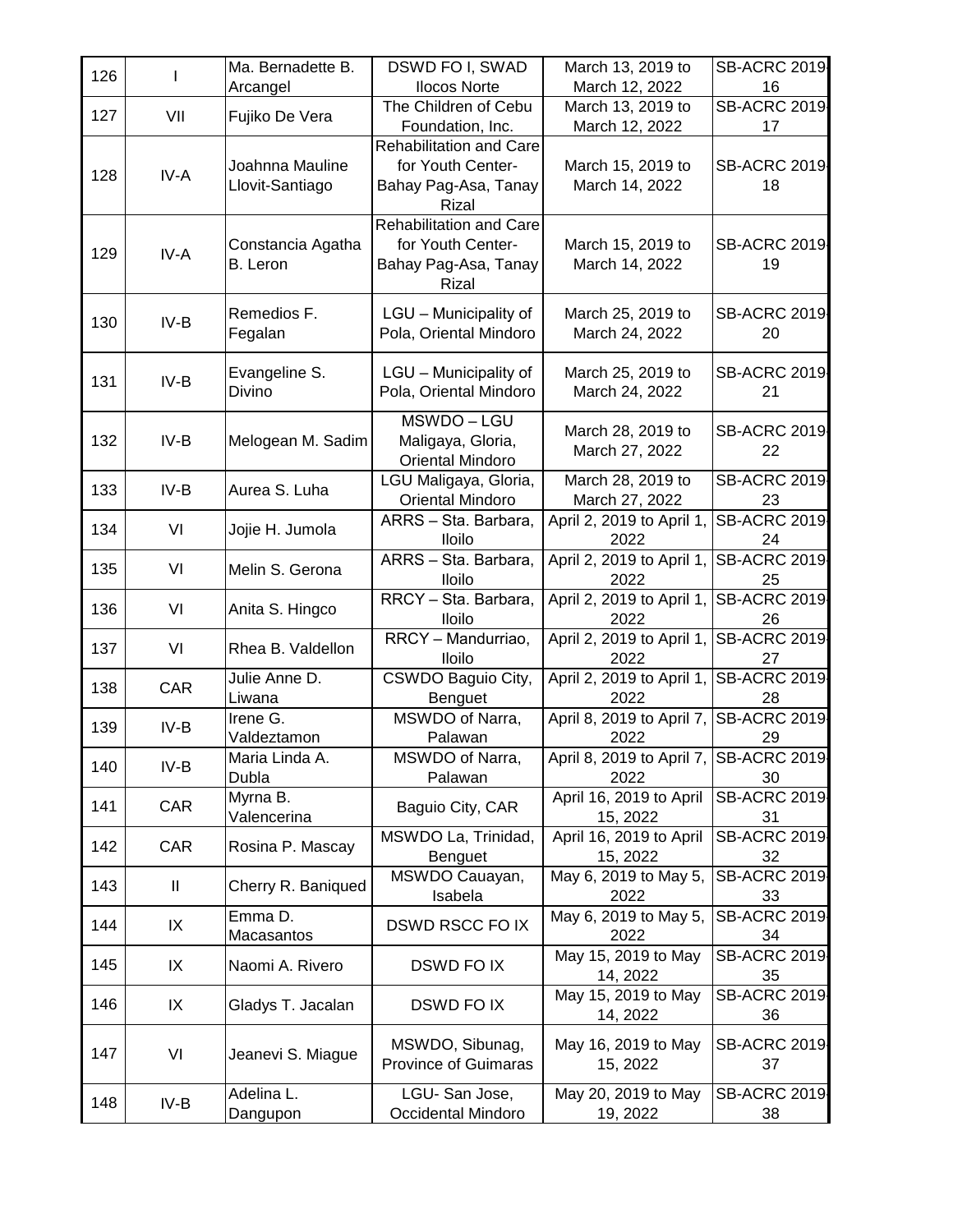| 126 | I | Ma. Bernadette B. Arcangel | DSWD FO I, SWAD Ilocos Norte | March 13, 2019 to March 12, 2022 | SB-ACRC 2019-16 |
|---|---|---|---|---|---|
| 127 | VII | Fujiko De Vera | The Children of Cebu Foundation, Inc. | March 13, 2019 to March 12, 2022 | SB-ACRC 2019-17 |
| 128 | IV-A | Joahnna Mauline Llovit-Santiago | Rehabilitation and Care for Youth Center- Bahay Pag-Asa, Tanay Rizal | March 15, 2019 to March 14, 2022 | SB-ACRC 2019-18 |
| 129 | IV-A | Constancia Agatha B. Leron | Rehabilitation and Care for Youth Center- Bahay Pag-Asa, Tanay Rizal | March 15, 2019 to March 14, 2022 | SB-ACRC 2019-19 |
| 130 | IV-B | Remedios F. Fegalan | LGU – Municipality of Pola, Oriental Mindoro | March 25, 2019 to March 24, 2022 | SB-ACRC 2019-20 |
| 131 | IV-B | Evangeline S. Divino | LGU – Municipality of Pola, Oriental Mindoro | March 25, 2019 to March 24, 2022 | SB-ACRC 2019-21 |
| 132 | IV-B | Melogean M. Sadim | MSWDO – LGU Maligaya, Gloria, Oriental Mindoro | March 28, 2019 to March 27, 2022 | SB-ACRC 2019-22 |
| 133 | IV-B | Aurea S. Luha | LGU Maligaya, Gloria, Oriental Mindoro | March 28, 2019 to March 27, 2022 | SB-ACRC 2019-23 |
| 134 | VI | Jojie H. Jumola | ARRS – Sta. Barbara, Iloilo | April 2, 2019 to April 1, 2022 | SB-ACRC 2019-24 |
| 135 | VI | Melin S. Gerona | ARRS – Sta. Barbara, Iloilo | April 2, 2019 to April 1, 2022 | SB-ACRC 2019-25 |
| 136 | VI | Anita S. Hingco | RRCY – Sta. Barbara, Iloilo | April 2, 2019 to April 1, 2022 | SB-ACRC 2019-26 |
| 137 | VI | Rhea B. Valdellon | RRCY – Mandurriao, Iloilo | April 2, 2019 to April 1, 2022 | SB-ACRC 2019-27 |
| 138 | CAR | Julie Anne D. Liwana | CSWDO Baguio City, Benguet | April 2, 2019 to April 1, 2022 | SB-ACRC 2019-28 |
| 139 | IV-B | Irene G. Valdeztamon | MSWDO of Narra, Palawan | April 8, 2019 to April 7, 2022 | SB-ACRC 2019-29 |
| 140 | IV-B | Maria Linda A. Dubla | MSWDO of Narra, Palawan | April 8, 2019 to April 7, 2022 | SB-ACRC 2019-30 |
| 141 | CAR | Myrna B. Valencerina | Baguio City, CAR | April 16, 2019 to April 15, 2022 | SB-ACRC 2019-31 |
| 142 | CAR | Rosina P. Mascay | MSWDO La, Trinidad, Benguet | April 16, 2019 to April 15, 2022 | SB-ACRC 2019-32 |
| 143 | II | Cherry R. Baniqued | MSWDO Cauayan, Isabela | May 6, 2019 to May 5, 2022 | SB-ACRC 2019-33 |
| 144 | IX | Emma D. Macasantos | DSWD RSCC FO IX | May 6, 2019 to May 5, 2022 | SB-ACRC 2019-34 |
| 145 | IX | Naomi A. Rivero | DSWD FO IX | May 15, 2019 to May 14, 2022 | SB-ACRC 2019-35 |
| 146 | IX | Gladys T. Jacalan | DSWD FO IX | May 15, 2019 to May 14, 2022 | SB-ACRC 2019-36 |
| 147 | VI | Jeanevi S. Miague | MSWDO, Sibunag, Province of Guimaras | May 16, 2019 to May 15, 2022 | SB-ACRC 2019-37 |
| 148 | IV-B | Adelina L. Dangupon | LGU- San Jose, Occidental Mindoro | May 20, 2019 to May 19, 2022 | SB-ACRC 2019-38 |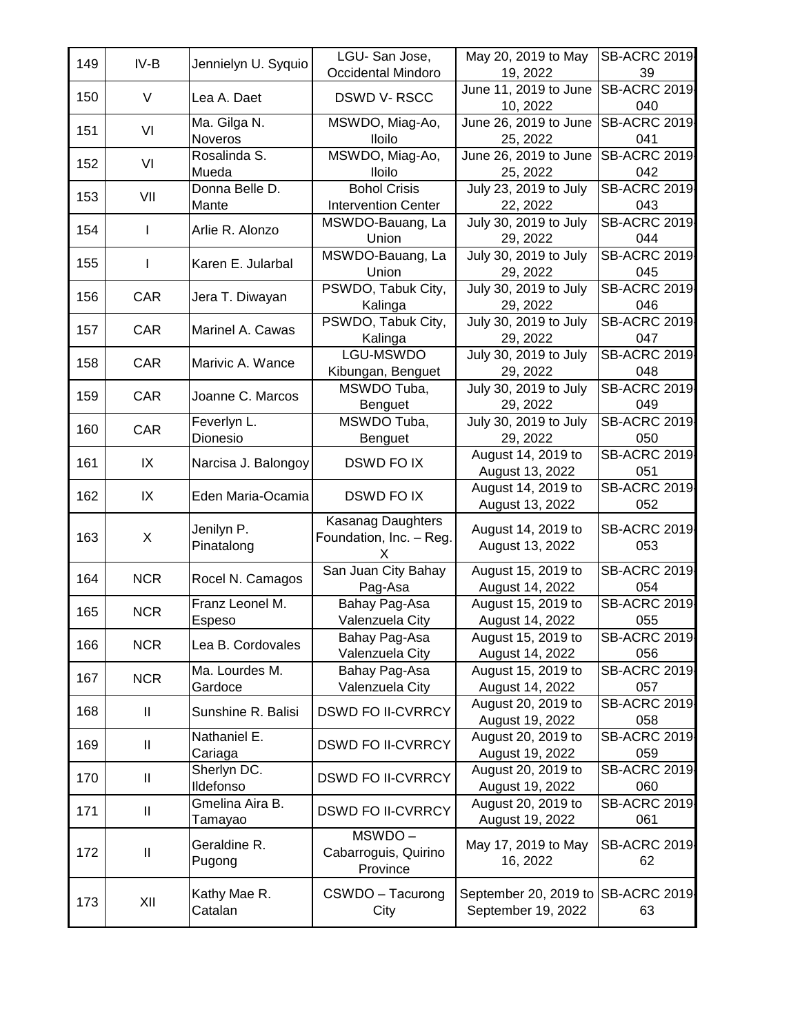| 149 | IV-B | Jennielyn U. Syquio | LGU- San Jose, Occidental Mindoro | May 20, 2019 to May 19, 2022 | SB-ACRC 2019-39 |
|---|---|---|---|---|---|
| 150 | V | Lea A. Daet | DSWD V- RSCC | June 11, 2019 to June 10, 2022 | SB-ACRC 2019-040 |
| 151 | VI | Ma. Gilga N. Noveros | MSWDO, Miag-Ao, Iloilo | June 26, 2019 to June 25, 2022 | SB-ACRC 2019-041 |
| 152 | VI | Rosalinda S. Mueda | MSWDO, Miag-Ao, Iloilo | June 26, 2019 to June 25, 2022 | SB-ACRC 2019-042 |
| 153 | VII | Donna Belle D. Mante | Bohol Crisis Intervention Center | July 23, 2019 to July 22, 2022 | SB-ACRC 2019-043 |
| 154 | I | Arlie R. Alonzo | MSWDO-Bauang, La Union | July 30, 2019 to July 29, 2022 | SB-ACRC 2019-044 |
| 155 | I | Karen E. Jularbal | MSWDO-Bauang, La Union | July 30, 2019 to July 29, 2022 | SB-ACRC 2019-045 |
| 156 | CAR | Jera T. Diwayan | PSWDO, Tabuk City, Kalinga | July 30, 2019 to July 29, 2022 | SB-ACRC 2019-046 |
| 157 | CAR | Marinel A. Cawas | PSWDO, Tabuk City, Kalinga | July 30, 2019 to July 29, 2022 | SB-ACRC 2019-047 |
| 158 | CAR | Marivic A. Wance | LGU-MSWDO Kibungan, Benguet | July 30, 2019 to July 29, 2022 | SB-ACRC 2019-048 |
| 159 | CAR | Joanne C. Marcos | MSWDO Tuba, Benguet | July 30, 2019 to July 29, 2022 | SB-ACRC 2019-049 |
| 160 | CAR | Feverlyn L. Dionesio | MSWDO Tuba, Benguet | July 30, 2019 to July 29, 2022 | SB-ACRC 2019-050 |
| 161 | IX | Narcisa J. Balongoy | DSWD FO IX | August 14, 2019 to August 13, 2022 | SB-ACRC 2019-051 |
| 162 | IX | Eden Maria-Ocamia | DSWD FO IX | August 14, 2019 to August 13, 2022 | SB-ACRC 2019-052 |
| 163 | X | Jenilyn P. Pinatalong | Kasanag Daughters Foundation, Inc. – Reg. X | August 14, 2019 to August 13, 2022 | SB-ACRC 2019-053 |
| 164 | NCR | Rocel N. Camagos | San Juan City Bahay Pag-Asa | August 15, 2019 to August 14, 2022 | SB-ACRC 2019-054 |
| 165 | NCR | Franz Leonel M. Espeso | Bahay Pag-Asa Valenzuela City | August 15, 2019 to August 14, 2022 | SB-ACRC 2019-055 |
| 166 | NCR | Lea B. Cordovales | Bahay Pag-Asa Valenzuela City | August 15, 2019 to August 14, 2022 | SB-ACRC 2019-056 |
| 167 | NCR | Ma. Lourdes M. Gardoce | Bahay Pag-Asa Valenzuela City | August 15, 2019 to August 14, 2022 | SB-ACRC 2019-057 |
| 168 | II | Sunshine R. Balisi | DSWD FO II-CVRRCY | August 20, 2019 to August 19, 2022 | SB-ACRC 2019-058 |
| 169 | II | Nathaniel E. Cariaga | DSWD FO II-CVRRCY | August 20, 2019 to August 19, 2022 | SB-ACRC 2019-059 |
| 170 | II | Sherlyn DC. Ildefonso | DSWD FO II-CVRRCY | August 20, 2019 to August 19, 2022 | SB-ACRC 2019-060 |
| 171 | II | Gmelina Aira B. Tamayao | DSWD FO II-CVRRCY | August 20, 2019 to August 19, 2022 | SB-ACRC 2019-061 |
| 172 | II | Geraldine R. Pugong | MSWDO – Cabarroguis, Quirino Province | May 17, 2019 to May 16, 2022 | SB-ACRC 2019-62 |
| 173 | XII | Kathy Mae R. Catalan | CSWDO – Tacurong City | September 20, 2019 to September 19, 2022 | SB-ACRC 2019-63 |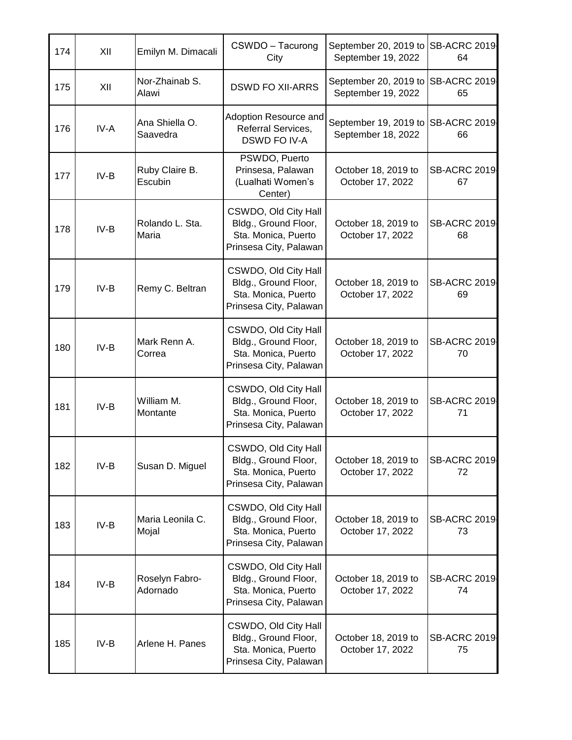| 174 | XII | Emilyn M. Dimacali | CSWDO – Tacurong City | September 20, 2019 to September 19, 2022 | SB-ACRC 2019-64 |
|---|---|---|---|---|---|
| 175 | XII | Nor-Zhainab S. Alawi | DSWD FO XII-ARRS | September 20, 2019 to September 19, 2022 | SB-ACRC 2019-65 |
| 176 | IV-A | Ana Shiella O. Saavedra | Adoption Resource and Referral Services, DSWD FO IV-A | September 19, 2019 to September 18, 2022 | SB-ACRC 2019-66 |
| 177 | IV-B | Ruby Claire B. Escubin | PSWDO, Puerto Prinsesa, Palawan (Lualhati Women's Center) | October 18, 2019 to October 17, 2022 | SB-ACRC 2019-67 |
| 178 | IV-B | Rolando L. Sta. Maria | CSWDO, Old City Hall Bldg., Ground Floor, Sta. Monica, Puerto Prinsesa City, Palawan | October 18, 2019 to October 17, 2022 | SB-ACRC 2019-68 |
| 179 | IV-B | Remy C. Beltran | CSWDO, Old City Hall Bldg., Ground Floor, Sta. Monica, Puerto Prinsesa City, Palawan | October 18, 2019 to October 17, 2022 | SB-ACRC 2019-69 |
| 180 | IV-B | Mark Renn A. Correa | CSWDO, Old City Hall Bldg., Ground Floor, Sta. Monica, Puerto Prinsesa City, Palawan | October 18, 2019 to October 17, 2022 | SB-ACRC 2019-70 |
| 181 | IV-B | William M. Montante | CSWDO, Old City Hall Bldg., Ground Floor, Sta. Monica, Puerto Prinsesa City, Palawan | October 18, 2019 to October 17, 2022 | SB-ACRC 2019-71 |
| 182 | IV-B | Susan D. Miguel | CSWDO, Old City Hall Bldg., Ground Floor, Sta. Monica, Puerto Prinsesa City, Palawan | October 18, 2019 to October 17, 2022 | SB-ACRC 2019-72 |
| 183 | IV-B | Maria Leonila C. Mojal | CSWDO, Old City Hall Bldg., Ground Floor, Sta. Monica, Puerto Prinsesa City, Palawan | October 18, 2019 to October 17, 2022 | SB-ACRC 2019-73 |
| 184 | IV-B | Roselyn Fabro-Adornado | CSWDO, Old City Hall Bldg., Ground Floor, Sta. Monica, Puerto Prinsesa City, Palawan | October 18, 2019 to October 17, 2022 | SB-ACRC 2019-74 |
| 185 | IV-B | Arlene H. Panes | CSWDO, Old City Hall Bldg., Ground Floor, Sta. Monica, Puerto Prinsesa City, Palawan | October 18, 2019 to October 17, 2022 | SB-ACRC 2019-75 |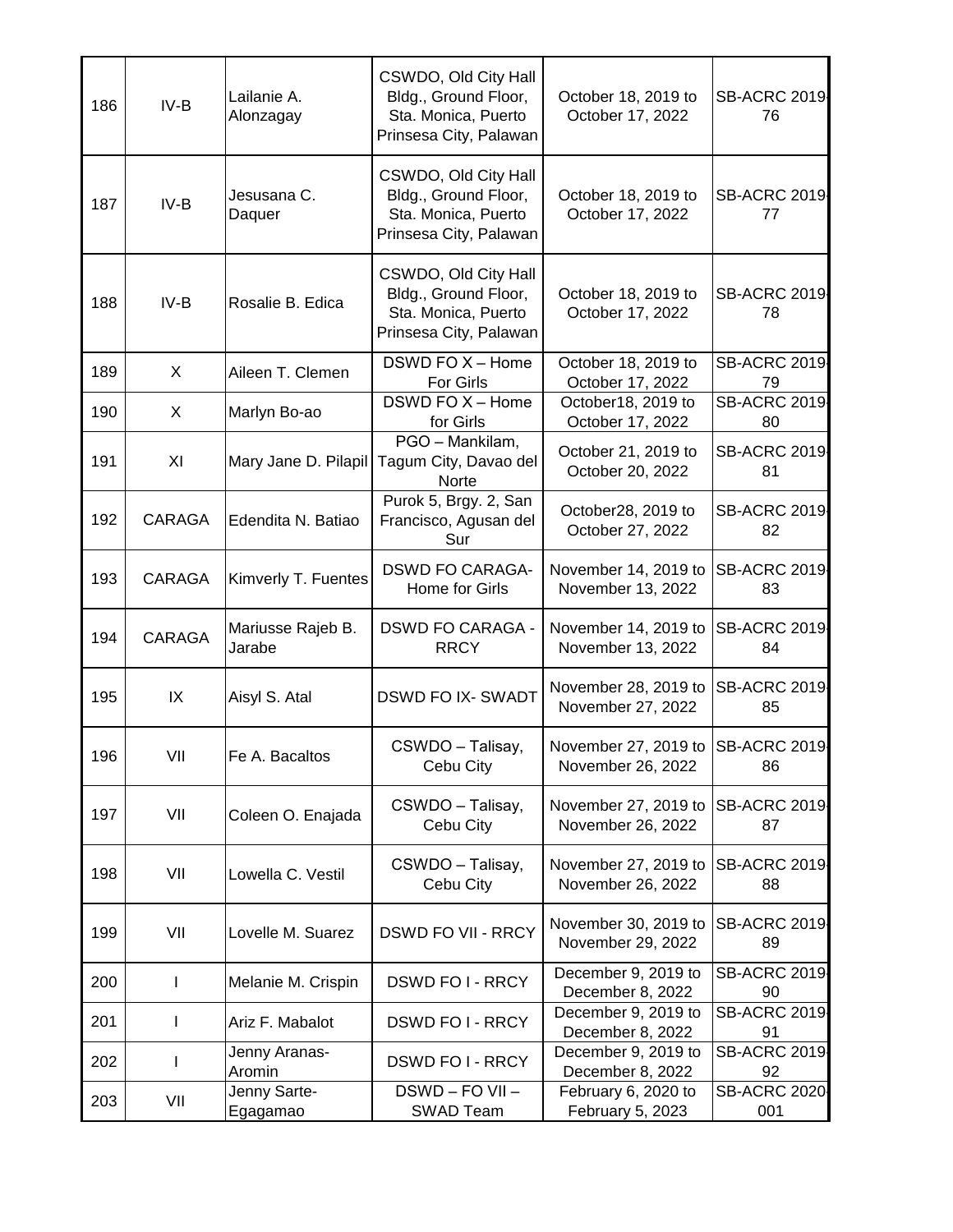| | | | | | |
|---|---|---|---|---|---|
| 186 | IV-B | Lailanie A. Alonzagay | CSWDO, Old City Hall Bldg., Ground Floor, Sta. Monica, Puerto Prinsesa City, Palawan | October 18, 2019 to October 17, 2022 | SB-ACRC 2019-76 |
| 187 | IV-B | Jesusana C. Daquer | CSWDO, Old City Hall Bldg., Ground Floor, Sta. Monica, Puerto Prinsesa City, Palawan | October 18, 2019 to October 17, 2022 | SB-ACRC 2019-77 |
| 188 | IV-B | Rosalie B. Edica | CSWDO, Old City Hall Bldg., Ground Floor, Sta. Monica, Puerto Prinsesa City, Palawan | October 18, 2019 to October 17, 2022 | SB-ACRC 2019-78 |
| 189 | X | Aileen T. Clemen | DSWD FO X – Home For Girls | October 18, 2019 to October 17, 2022 | SB-ACRC 2019-79 |
| 190 | X | Marlyn Bo-ao | DSWD FO X – Home for Girls | October18, 2019 to October 17, 2022 | SB-ACRC 2019-80 |
| 191 | XI | Mary Jane D. Pilapil | PGO – Mankilam, Tagum City, Davao del Norte | October 21, 2019 to October 20, 2022 | SB-ACRC 2019-81 |
| 192 | CARAGA | Edendita N. Batiao | Purok 5, Brgy. 2, San Francisco, Agusan del Sur | October28, 2019 to October 27, 2022 | SB-ACRC 2019-82 |
| 193 | CARAGA | Kimverly T. Fuentes | DSWD FO CARAGA- Home for Girls | November 14, 2019 to November 13, 2022 | SB-ACRC 2019-83 |
| 194 | CARAGA | Mariusse Rajeb B. Jarabe | DSWD FO CARAGA - RRCY | November 14, 2019 to November 13, 2022 | SB-ACRC 2019-84 |
| 195 | IX | Aisyl S. Atal | DSWD FO IX- SWADT | November 28, 2019 to November 27, 2022 | SB-ACRC 2019-85 |
| 196 | VII | Fe A. Bacaltos | CSWDO – Talisay, Cebu City | November 27, 2019 to November 26, 2022 | SB-ACRC 2019-86 |
| 197 | VII | Coleen O. Enajada | CSWDO – Talisay, Cebu City | November 27, 2019 to November 26, 2022 | SB-ACRC 2019-87 |
| 198 | VII | Lowella C. Vestil | CSWDO – Talisay, Cebu City | November 27, 2019 to November 26, 2022 | SB-ACRC 2019-88 |
| 199 | VII | Lovelle M. Suarez | DSWD FO VII - RRCY | November 30, 2019 to November 29, 2022 | SB-ACRC 2019-89 |
| 200 | I | Melanie M. Crispin | DSWD FO I - RRCY | December 9, 2019 to December 8, 2022 | SB-ACRC 2019-90 |
| 201 | I | Ariz F. Mabalot | DSWD FO I - RRCY | December 9, 2019 to December 8, 2022 | SB-ACRC 2019-91 |
| 202 | I | Jenny Aranas-Aromin | DSWD FO I - RRCY | December 9, 2019 to December 8, 2022 | SB-ACRC 2019-92 |
| 203 | VII | Jenny Sarte-Egagamao | DSWD – FO VII – SWAD Team | February 6, 2020 to February 5, 2023 | SB-ACRC 2020-001 |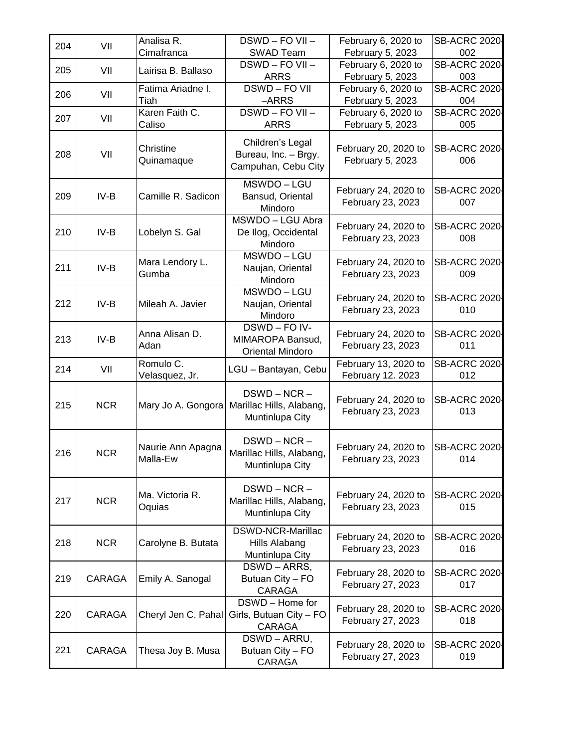| 204 | VII | Analisa R. Cimafranca | DSWD – FO VII – SWAD Team | February 6, 2020 to February 5, 2023 | SB-ACRC 2020-002 |
|---|---|---|---|---|---|
| 205 | VII | Lairisa B. Ballaso | DSWD – FO VII – ARRS | February 6, 2020 to February 5, 2023 | SB-ACRC 2020-003 |
| 206 | VII | Fatima Ariadne I. Tiah | DSWD – FO VII –ARRS | February 6, 2020 to February 5, 2023 | SB-ACRC 2020-004 |
| 207 | VII | Karen Faith C. Caliso | DSWD – FO VII – ARRS | February 6, 2020 to February 5, 2023 | SB-ACRC 2020-005 |
| 208 | VII | Christine Quinamaque | Children's Legal Bureau, Inc. – Brgy. Campuhan, Cebu City | February 20, 2020 to February 5, 2023 | SB-ACRC 2020-006 |
| 209 | IV-B | Camille R. Sadicon | MSWDO – LGU Bansud, Oriental Mindoro | February 24, 2020 to February 23, 2023 | SB-ACRC 2020-007 |
| 210 | IV-B | Lobelyn S. Gal | MSWDO – LGU Abra De Ilog, Occidental Mindoro | February 24, 2020 to February 23, 2023 | SB-ACRC 2020-008 |
| 211 | IV-B | Mara Lendory L. Gumba | MSWDO – LGU Naujan, Oriental Mindoro | February 24, 2020 to February 23, 2023 | SB-ACRC 2020-009 |
| 212 | IV-B | Mileah A. Javier | MSWDO – LGU Naujan, Oriental Mindoro | February 24, 2020 to February 23, 2023 | SB-ACRC 2020-010 |
| 213 | IV-B | Anna Alisan D. Adan | DSWD – FO IV-MIMAROPA Bansud, Oriental Mindoro | February 24, 2020 to February 23, 2023 | SB-ACRC 2020-011 |
| 214 | VII | Romulo C. Velasquez, Jr. | LGU – Bantayan, Cebu | February 13, 2020 to February 12. 2023 | SB-ACRC 2020-012 |
| 215 | NCR | Mary Jo A. Gongora | DSWD – NCR – Marillac Hills, Alabang, Muntinlupa City | February 24, 2020 to February 23, 2023 | SB-ACRC 2020-013 |
| 216 | NCR | Naurie Ann Apagna Malla-Ew | DSWD – NCR – Marillac Hills, Alabang, Muntinlupa City | February 24, 2020 to February 23, 2023 | SB-ACRC 2020-014 |
| 217 | NCR | Ma. Victoria R. Oquias | DSWD – NCR – Marillac Hills, Alabang, Muntinlupa City | February 24, 2020 to February 23, 2023 | SB-ACRC 2020-015 |
| 218 | NCR | Carolyne B. Butata | DSWD-NCR-Marillac Hills Alabang Muntinlupa City | February 24, 2020 to February 23, 2023 | SB-ACRC 2020-016 |
| 219 | CARAGA | Emily A. Sanogal | DSWD – ARRS, Butuan City – FO CARAGA | February 28, 2020 to February 27, 2023 | SB-ACRC 2020-017 |
| 220 | CARAGA | Cheryl Jen C. Pahal | DSWD – Home for Girls, Butuan City – FO CARAGA | February 28, 2020 to February 27, 2023 | SB-ACRC 2020-018 |
| 221 | CARAGA | Thesa Joy B. Musa | DSWD – ARRU, Butuan City – FO CARAGA | February 28, 2020 to February 27, 2023 | SB-ACRC 2020-019 |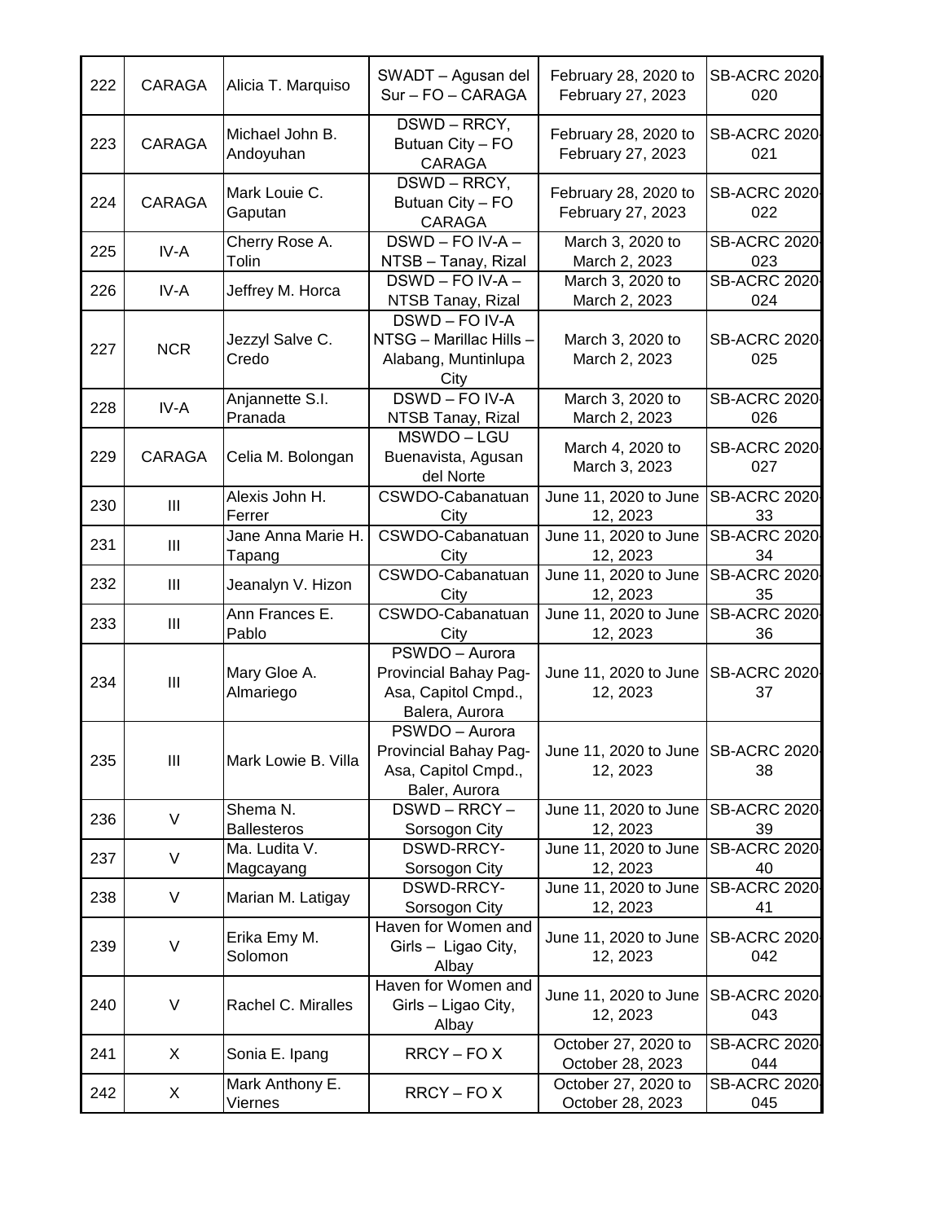| 222 | CARAGA | Alicia T. Marquiso | SWADT – Agusan del Sur – FO – CARAGA | February 28, 2020 to February 27, 2023 | SB-ACRC 2020-020 |
|---|---|---|---|---|---|
| 223 | CARAGA | Michael John B. Andoyuhan | DSWD – RRCY, Butuan City – FO CARAGA | February 28, 2020 to February 27, 2023 | SB-ACRC 2020-021 |
| 224 | CARAGA | Mark Louie C. Gaputan | DSWD – RRCY, Butuan City – FO CARAGA | February 28, 2020 to February 27, 2023 | SB-ACRC 2020-022 |
| 225 | IV-A | Cherry Rose A. Tolin | DSWD – FO IV-A – NTSB – Tanay, Rizal | March 3, 2020 to March 2, 2023 | SB-ACRC 2020-023 |
| 226 | IV-A | Jeffrey M. Horca | DSWD – FO IV-A – NTSB Tanay, Rizal | March 3, 2020 to March 2, 2023 | SB-ACRC 2020-024 |
| 227 | NCR | Jezzyl Salve C. Credo | DSWD – FO IV-A NTSG – Marillac Hills – Alabang, Muntinlupa City | March 3, 2020 to March 2, 2023 | SB-ACRC 2020-025 |
| 228 | IV-A | Anjannette S.I. Pranada | DSWD – FO IV-A NTSB Tanay, Rizal | March 3, 2020 to March 2, 2023 | SB-ACRC 2020-026 |
| 229 | CARAGA | Celia M. Bolongan | MSWDO – LGU Buenavista, Agusan del Norte | March 4, 2020 to March 3, 2023 | SB-ACRC 2020-027 |
| 230 | III | Alexis John H. Ferrer | CSWDO-Cabanatuan City | June 11, 2020 to June 12, 2023 | SB-ACRC 2020-33 |
| 231 | III | Jane Anna Marie H. Tapang | CSWDO-Cabanatuan City | June 11, 2020 to June 12, 2023 | SB-ACRC 2020-34 |
| 232 | III | Jeanalyn V. Hizon | CSWDO-Cabanatuan City | June 11, 2020 to June 12, 2023 | SB-ACRC 2020-35 |
| 233 | III | Ann Frances E. Pablo | CSWDO-Cabanatuan City | June 11, 2020 to June 12, 2023 | SB-ACRC 2020-36 |
| 234 | III | Mary Gloe A. Almariego | PSWDO – Aurora Provincial Bahay Pag-Asa, Capitol Cmpd., Balera, Aurora | June 11, 2020 to June 12, 2023 | SB-ACRC 2020-37 |
| 235 | III | Mark Lowie B. Villa | PSWDO – Aurora Provincial Bahay Pag-Asa, Capitol Cmpd., Baler, Aurora | June 11, 2020 to June 12, 2023 | SB-ACRC 2020-38 |
| 236 | V | Shema N. Ballesteros | DSWD – RRCY – Sorsogon City | June 11, 2020 to June 12, 2023 | SB-ACRC 2020-39 |
| 237 | V | Ma. Ludita V. Magcayang | DSWD-RRCY-Sorsogon City | June 11, 2020 to June 12, 2023 | SB-ACRC 2020-40 |
| 238 | V | Marian M. Latigay | DSWD-RRCY-Sorsogon City | June 11, 2020 to June 12, 2023 | SB-ACRC 2020-41 |
| 239 | V | Erika Emy M. Solomon | Haven for Women and Girls – Ligao City, Albay | June 11, 2020 to June 12, 2023 | SB-ACRC 2020-042 |
| 240 | V | Rachel C. Miralles | Haven for Women and Girls – Ligao City, Albay | June 11, 2020 to June 12, 2023 | SB-ACRC 2020-043 |
| 241 | X | Sonia E. Ipang | RRCY – FO X | October 27, 2020 to October 28, 2023 | SB-ACRC 2020-044 |
| 242 | X | Mark Anthony E. Viernes | RRCY – FO X | October 27, 2020 to October 28, 2023 | SB-ACRC 2020-045 |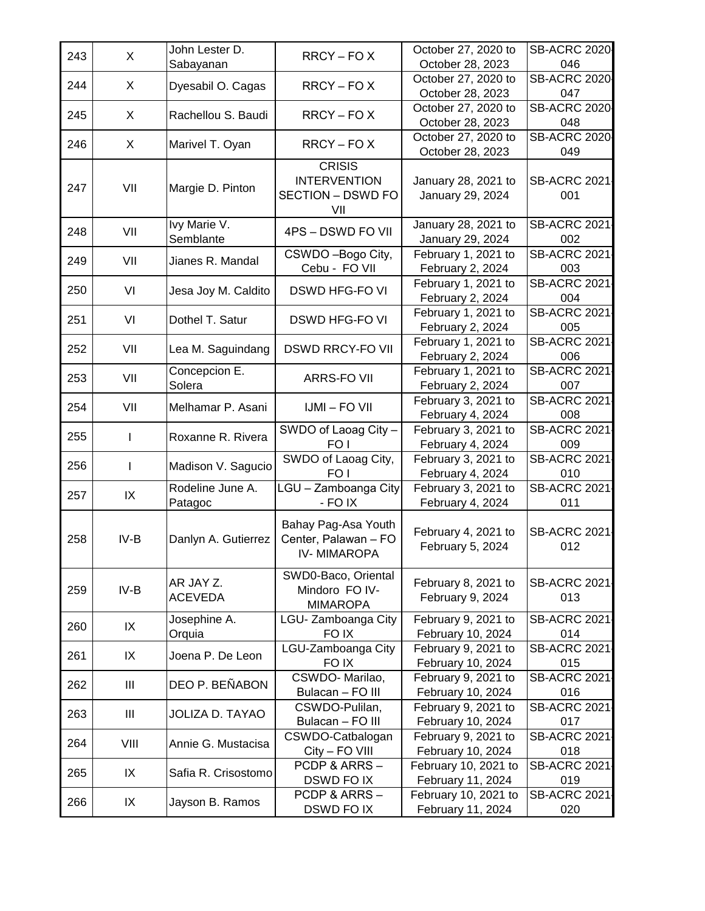| 243 | X | John Lester D. Sabayanan | RRCY – FO X | October 27, 2020 to October 28, 2023 | SB-ACRC 2020-046 |
|---|---|---|---|---|---|
| 244 | X | Dyesabil O. Cagas | RRCY – FO X | October 27, 2020 to October 28, 2023 | SB-ACRC 2020-047 |
| 245 | X | Rachellou S. Baudi | RRCY – FO X | October 27, 2020 to October 28, 2023 | SB-ACRC 2020-048 |
| 246 | X | Marivel T. Oyan | RRCY – FO X | October 27, 2020 to October 28, 2023 | SB-ACRC 2020-049 |
| 247 | VII | Margie D. Pinton | CRISIS INTERVENTION SECTION – DSWD FO VII | January 28, 2021 to January 29, 2024 | SB-ACRC 2021-001 |
| 248 | VII | Ivy Marie V. Semblante | 4PS – DSWD FO VII | January 28, 2021 to January 29, 2024 | SB-ACRC 2021-002 |
| 249 | VII | Jianes R. Mandal | CSWDO –Bogo City, Cebu - FO VII | February 1, 2021 to February 2, 2024 | SB-ACRC 2021-003 |
| 250 | VI | Jesa Joy M. Caldito | DSWD HFG-FO VI | February 1, 2021 to February 2, 2024 | SB-ACRC 2021-004 |
| 251 | VI | Dothel T. Satur | DSWD HFG-FO VI | February 1, 2021 to February 2, 2024 | SB-ACRC 2021-005 |
| 252 | VII | Lea M. Saguindang | DSWD RRCY-FO VII | February 1, 2021 to February 2, 2024 | SB-ACRC 2021-006 |
| 253 | VII | Concepcion E. Solera | ARRS-FO VII | February 1, 2021 to February 2, 2024 | SB-ACRC 2021-007 |
| 254 | VII | Melhamar P. Asani | IJMI – FO VII | February 3, 2021 to February 4, 2024 | SB-ACRC 2021-008 |
| 255 | I | Roxanne R. Rivera | SWDO of Laoag City – FO I | February 3, 2021 to February 4, 2024 | SB-ACRC 2021-009 |
| 256 | I | Madison V. Sagucio | SWDO of Laoag City, FO I | February 3, 2021 to February 4, 2024 | SB-ACRC 2021-010 |
| 257 | IX | Rodeline June A. Patagoc | LGU – Zamboanga City - FO IX | February 3, 2021 to February 4, 2024 | SB-ACRC 2021-011 |
| 258 | IV-B | Danlyn A. Gutierrez | Bahay Pag-Asa Youth Center, Palawan – FO IV- MIMAROPA | February 4, 2021 to February 5, 2024 | SB-ACRC 2021-012 |
| 259 | IV-B | AR JAY Z. ACEVEDA | SWD0-Baco, Oriental Mindoro FO IV-MIMAROPA | February 8, 2021 to February 9, 2024 | SB-ACRC 2021-013 |
| 260 | IX | Josephine A. Orquia | LGU- Zamboanga City FO IX | February 9, 2021 to February 10, 2024 | SB-ACRC 2021-014 |
| 261 | IX | Joena P. De Leon | LGU-Zamboanga City FO IX | February 9, 2021 to February 10, 2024 | SB-ACRC 2021-015 |
| 262 | III | DEO P. BEÑABON | CSWDO- Marilao, Bulacan – FO III | February 9, 2021 to February 10, 2024 | SB-ACRC 2021-016 |
| 263 | III | JOLIZA D. TAYAO | CSWDO-Pulilan, Bulacan – FO III | February 9, 2021 to February 10, 2024 | SB-ACRC 2021-017 |
| 264 | VIII | Annie G. Mustacisa | CSWDO-Catbalogan City – FO VIII | February 9, 2021 to February 10, 2024 | SB-ACRC 2021-018 |
| 265 | IX | Safia R. Crisostomo | PCDP & ARRS – DSWD FO IX | February 10, 2021 to February 11, 2024 | SB-ACRC 2021-019 |
| 266 | IX | Jayson B. Ramos | PCDP & ARRS – DSWD FO IX | February 10, 2021 to February 11, 2024 | SB-ACRC 2021-020 |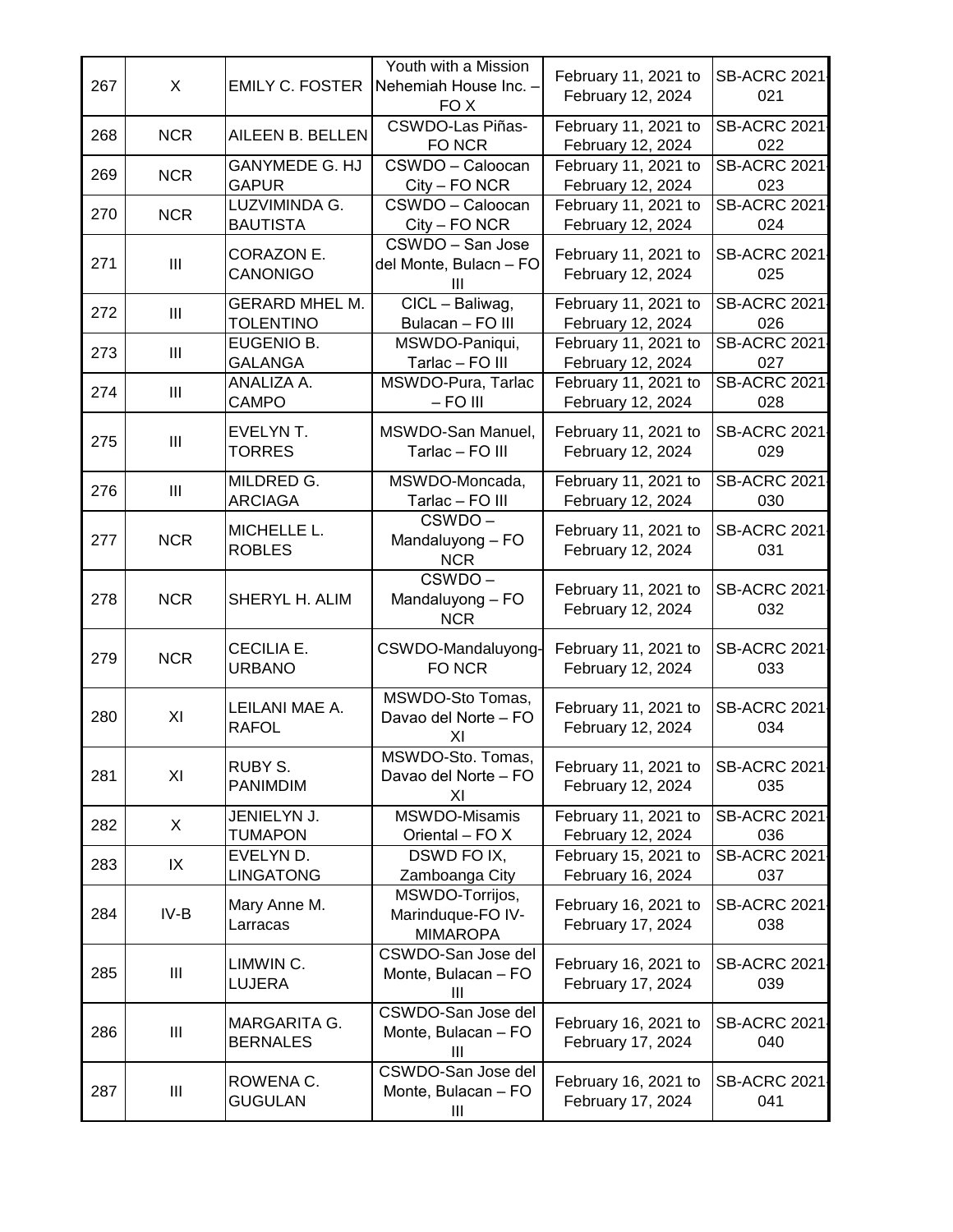| 267 | X | EMILY C. FOSTER | Youth with a Mission Nehemiah House Inc. – FO X | February 11, 2021 to February 12, 2024 | SB-ACRC 2021-021 |
|---|---|---|---|---|---|
| 268 | NCR | AILEEN B. BELLEN | CSWDO-Las Piñas- FO NCR | February 11, 2021 to February 12, 2024 | SB-ACRC 2021-022 |
| 269 | NCR | GANYMEDE G. HJ GAPUR | CSWDO – Caloocan City – FO NCR | February 11, 2021 to February 12, 2024 | SB-ACRC 2021-023 |
| 270 | NCR | LUZVIMINDA G. BAUTISTA | CSWDO – Caloocan City – FO NCR | February 11, 2021 to February 12, 2024 | SB-ACRC 2021-024 |
| 271 | III | CORAZON E. CANONIGO | CSWDO – San Jose del Monte, Bulacn – FO III | February 11, 2021 to February 12, 2024 | SB-ACRC 2021-025 |
| 272 | III | GERARD MHEL M. TOLENTINO | CICL – Baliwag, Bulacan – FO III | February 11, 2021 to February 12, 2024 | SB-ACRC 2021-026 |
| 273 | III | EUGENIO B. GALANGA | MSWDO-Paniqui, Tarlac – FO III | February 11, 2021 to February 12, 2024 | SB-ACRC 2021-027 |
| 274 | III | ANALIZA A. CAMPO | MSWDO-Pura, Tarlac – FO III | February 11, 2021 to February 12, 2024 | SB-ACRC 2021-028 |
| 275 | III | EVELYN T. TORRES | MSWDO-San Manuel, Tarlac – FO III | February 11, 2021 to February 12, 2024 | SB-ACRC 2021-029 |
| 276 | III | MILDRED G. ARCIAGA | MSWDO-Moncada, Tarlac – FO III | February 11, 2021 to February 12, 2024 | SB-ACRC 2021-030 |
| 277 | NCR | MICHELLE L. ROBLES | CSWDO – Mandaluyong – FO NCR | February 11, 2021 to February 12, 2024 | SB-ACRC 2021-031 |
| 278 | NCR | SHERYL H. ALIM | CSWDO – Mandaluyong – FO NCR | February 11, 2021 to February 12, 2024 | SB-ACRC 2021-032 |
| 279 | NCR | CECILIA E. URBANO | CSWDO-Mandaluyong-FO NCR | February 11, 2021 to February 12, 2024 | SB-ACRC 2021-033 |
| 280 | XI | LEILANI MAE A. RAFOL | MSWDO-Sto Tomas, Davao del Norte – FO XI | February 11, 2021 to February 12, 2024 | SB-ACRC 2021-034 |
| 281 | XI | RUBY S. PANIMDIM | MSWDO-Sto. Tomas, Davao del Norte – FO XI | February 11, 2021 to February 12, 2024 | SB-ACRC 2021-035 |
| 282 | X | JENIELYN J. TUMAPON | MSWDO-Misamis Oriental – FO X | February 11, 2021 to February 12, 2024 | SB-ACRC 2021-036 |
| 283 | IX | EVELYN D. LINGATONG | DSWD FO IX, Zamboanga City | February 15, 2021 to February 16, 2024 | SB-ACRC 2021-037 |
| 284 | IV-B | Mary Anne M. Larracas | MSWDO-Torrijos, Marinduque-FO IV-MIMAROPA | February 16, 2021 to February 17, 2024 | SB-ACRC 2021-038 |
| 285 | III | LIMWIN C. LUJERA | CSWDO-San Jose del Monte, Bulacan – FO III | February 16, 2021 to February 17, 2024 | SB-ACRC 2021-039 |
| 286 | III | MARGARITA G. BERNALES | CSWDO-San Jose del Monte, Bulacan – FO III | February 16, 2021 to February 17, 2024 | SB-ACRC 2021-040 |
| 287 | III | ROWENA C. GUGULAN | CSWDO-San Jose del Monte, Bulacan – FO III | February 16, 2021 to February 17, 2024 | SB-ACRC 2021-041 |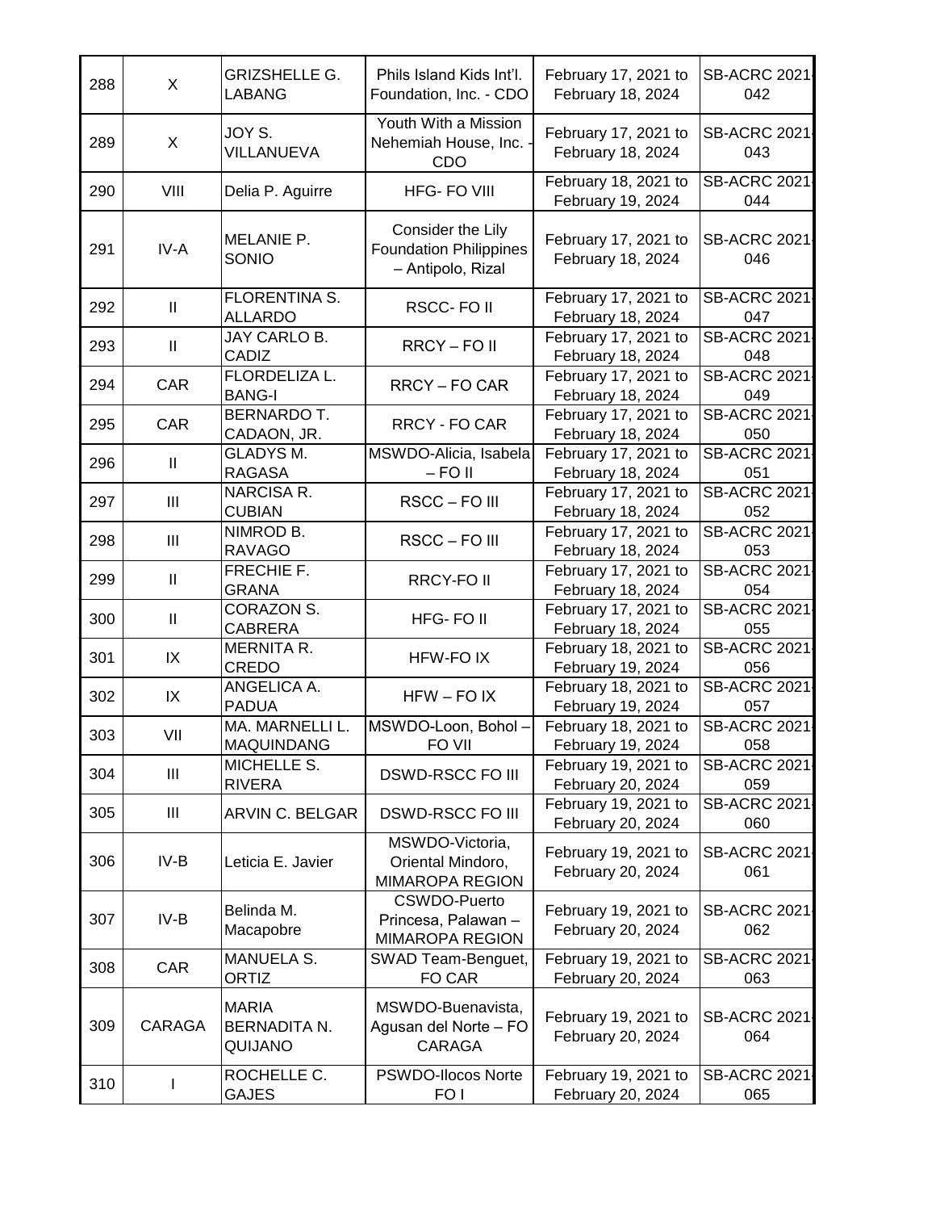| 288 | X | GRIZSHELLE G. LABANG | Phils Island Kids Int'l. Foundation, Inc. - CDO | February 17, 2021 to February 18, 2024 | SB-ACRC 2021-042 |
|---|---|---|---|---|---|
| 289 | X | JOY S. VILLANUEVA | Youth With a Mission Nehemiah House, Inc. - CDO | February 17, 2021 to February 18, 2024 | SB-ACRC 2021-043 |
| 290 | VIII | Delia P. Aguirre | HFG- FO VIII | February 18, 2021 to February 19, 2024 | SB-ACRC 2021-044 |
| 291 | IV-A | MELANIE P. SONIO | Consider the Lily Foundation Philippines – Antipolo, Rizal | February 17, 2021 to February 18, 2024 | SB-ACRC 2021-046 |
| 292 | II | FLORENTINA S. ALLARDO | RSCC- FO II | February 17, 2021 to February 18, 2024 | SB-ACRC 2021-047 |
| 293 | II | JAY CARLO B. CADIZ | RRCY – FO II | February 17, 2021 to February 18, 2024 | SB-ACRC 2021-048 |
| 294 | CAR | FLORDELIZA L. BANG-I | RRCY – FO CAR | February 17, 2021 to February 18, 2024 | SB-ACRC 2021-049 |
| 295 | CAR | BERNARDO T. CADAON, JR. | RRCY - FO CAR | February 17, 2021 to February 18, 2024 | SB-ACRC 2021-050 |
| 296 | II | GLADYS M. RAGASA | MSWDO-Alicia, Isabela – FO II | February 17, 2021 to February 18, 2024 | SB-ACRC 2021-051 |
| 297 | III | NARCISA R. CUBIAN | RSCC – FO III | February 17, 2021 to February 18, 2024 | SB-ACRC 2021-052 |
| 298 | III | NIMROD B. RAVAGO | RSCC – FO III | February 17, 2021 to February 18, 2024 | SB-ACRC 2021-053 |
| 299 | II | FRECHIE F. GRANA | RRCY-FO II | February 17, 2021 to February 18, 2024 | SB-ACRC 2021-054 |
| 300 | II | CORAZON S. CABRERA | HFG- FO II | February 17, 2021 to February 18, 2024 | SB-ACRC 2021-055 |
| 301 | IX | MERNITA R. CREDO | HFW-FO IX | February 18, 2021 to February 19, 2024 | SB-ACRC 2021-056 |
| 302 | IX | ANGELICA A. PADUA | HFW – FO IX | February 18, 2021 to February 19, 2024 | SB-ACRC 2021-057 |
| 303 | VII | MA. MARNELLI L. MAQUINDANG | MSWDO-Loon, Bohol – FO VII | February 18, 2021 to February 19, 2024 | SB-ACRC 2021-058 |
| 304 | III | MICHELLE S. RIVERA | DSWD-RSCC FO III | February 19, 2021 to February 20, 2024 | SB-ACRC 2021-059 |
| 305 | III | ARVIN C. BELGAR | DSWD-RSCC FO III | February 19, 2021 to February 20, 2024 | SB-ACRC 2021-060 |
| 306 | IV-B | Leticia E. Javier | MSWDO-Victoria, Oriental Mindoro, MIMAROPA REGION | February 19, 2021 to February 20, 2024 | SB-ACRC 2021-061 |
| 307 | IV-B | Belinda M. Macapobre | CSWDO-Puerto Princesa, Palawan – MIMAROPA REGION | February 19, 2021 to February 20, 2024 | SB-ACRC 2021-062 |
| 308 | CAR | MANUELA S. ORTIZ | SWAD Team-Benguet, FO CAR | February 19, 2021 to February 20, 2024 | SB-ACRC 2021-063 |
| 309 | CARAGA | MARIA BERNADITA N. QUIJANO | MSWDO-Buenavista, Agusan del Norte – FO CARAGA | February 19, 2021 to February 20, 2024 | SB-ACRC 2021-064 |
| 310 | I | ROCHELLE C. GAJES | PSWDO-Ilocos Norte FO I | February 19, 2021 to February 20, 2024 | SB-ACRC 2021-065 |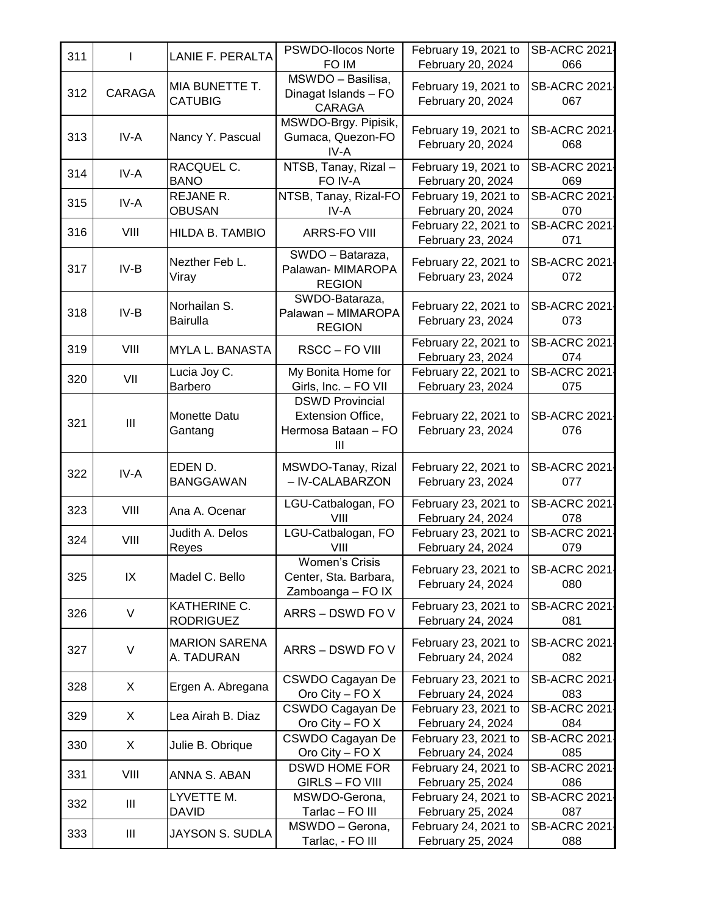| 311 | I | LANIE F. PERALTA | PSWDO-Ilocos Norte FO IM | February 19, 2021 to February 20, 2024 | SB-ACRC 2021-066 |
|---|---|---|---|---|---|
| 312 | CARAGA | MIA BUNETTE T. CATUBIG | MSWDO – Basilisa, Dinagat Islands – FO CARAGA | February 19, 2021 to February 20, 2024 | SB-ACRC 2021-067 |
| 313 | IV-A | Nancy Y. Pascual | MSWDO-Brgy. Pipisik, Gumaca, Quezon-FO IV-A | February 19, 2021 to February 20, 2024 | SB-ACRC 2021-068 |
| 314 | IV-A | RACQUEL C. BANO | NTSB, Tanay, Rizal – FO IV-A | February 19, 2021 to February 20, 2024 | SB-ACRC 2021-069 |
| 315 | IV-A | REJANE R. OBUSAN | NTSB, Tanay, Rizal-FO IV-A | February 19, 2021 to February 20, 2024 | SB-ACRC 2021-070 |
| 316 | VIII | HILDA B. TAMBIO | ARRS-FO VIII | February 22, 2021 to February 23, 2024 | SB-ACRC 2021-071 |
| 317 | IV-B | Nezther Feb L. Viray | SWDO – Bataraza, Palawan- MIMAROPA REGION | February 22, 2021 to February 23, 2024 | SB-ACRC 2021-072 |
| 318 | IV-B | Norhailan S. Bairulla | SWDO-Bataraza, Palawan – MIMAROPA REGION | February 22, 2021 to February 23, 2024 | SB-ACRC 2021-073 |
| 319 | VIII | MYLA L. BANASTA | RSCC – FO VIII | February 22, 2021 to February 23, 2024 | SB-ACRC 2021-074 |
| 320 | VII | Lucia Joy C. Barbero | My Bonita Home for Girls, Inc. – FO VII | February 22, 2021 to February 23, 2024 | SB-ACRC 2021-075 |
| 321 | III | Monette Datu Gantang | DSWD Provincial Extension Office, Hermosa Bataan – FO III | February 22, 2021 to February 23, 2024 | SB-ACRC 2021-076 |
| 322 | IV-A | EDEN D. BANGGAWAN | MSWDO-Tanay, Rizal – IV-CALABARZON | February 22, 2021 to February 23, 2024 | SB-ACRC 2021-077 |
| 323 | VIII | Ana A. Ocenar | LGU-Catbalogan, FO VIII | February 23, 2021 to February 24, 2024 | SB-ACRC 2021-078 |
| 324 | VIII | Judith A. Delos Reyes | LGU-Catbalogan, FO VIII | February 23, 2021 to February 24, 2024 | SB-ACRC 2021-079 |
| 325 | IX | Madel C. Bello | Women's Crisis Center, Sta. Barbara, Zamboanga – FO IX | February 23, 2021 to February 24, 2024 | SB-ACRC 2021-080 |
| 326 | V | KATHERINE C. RODRIGUEZ | ARRS – DSWD FO V | February 23, 2021 to February 24, 2024 | SB-ACRC 2021-081 |
| 327 | V | MARION SARENA A. TADURAN | ARRS – DSWD FO V | February 23, 2021 to February 24, 2024 | SB-ACRC 2021-082 |
| 328 | X | Ergen A. Abregana | CSWDO Cagayan De Oro City – FO X | February 23, 2021 to February 24, 2024 | SB-ACRC 2021-083 |
| 329 | X | Lea Airah B. Diaz | CSWDO Cagayan De Oro City – FO X | February 23, 2021 to February 24, 2024 | SB-ACRC 2021-084 |
| 330 | X | Julie B. Obrique | CSWDO Cagayan De Oro City – FO X | February 23, 2021 to February 24, 2024 | SB-ACRC 2021-085 |
| 331 | VIII | ANNA S. ABAN | DSWD HOME FOR GIRLS – FO VIII | February 24, 2021 to February 25, 2024 | SB-ACRC 2021-086 |
| 332 | III | LYVETTE M. DAVID | MSWDO-Gerona, Tarlac – FO III | February 24, 2021 to February 25, 2024 | SB-ACRC 2021-087 |
| 333 | III | JAYSON S. SUDLA | MSWDO – Gerona, Tarlac, - FO III | February 24, 2021 to February 25, 2024 | SB-ACRC 2021-088 |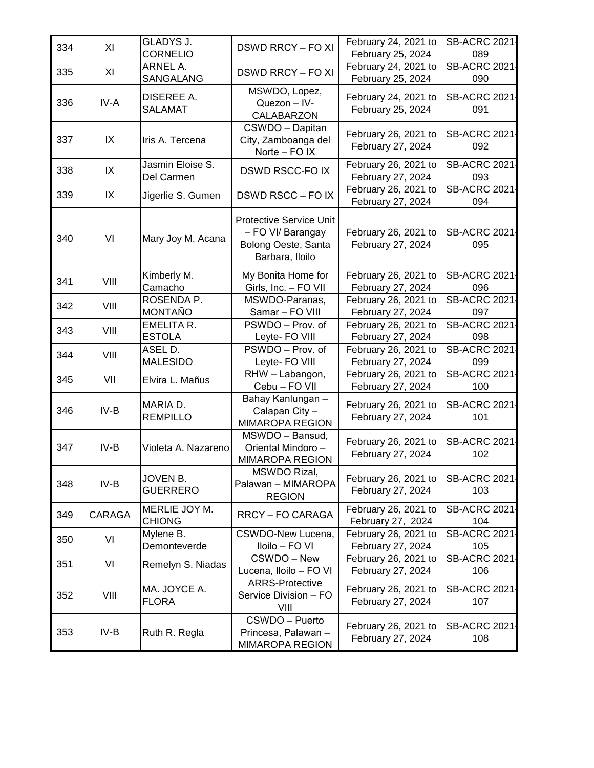| | | | | | |
|---|---|---|---|---|---|
| 334 | XI | GLADYS J. CORNELIO | DSWD RRCY – FO XI | February 24, 2021 to February 25, 2024 | SB-ACRC 2021-089 |
| 335 | XI | ARNEL A. SANGALANG | DSWD RRCY – FO XI | February 24, 2021 to February 25, 2024 | SB-ACRC 2021-090 |
| 336 | IV-A | DISEREE A. SALAMAT | MSWDO, Lopez, Quezon – IV-CALABARZON | February 24, 2021 to February 25, 2024 | SB-ACRC 2021-091 |
| 337 | IX | Iris A. Tercena | CSWDO – Dapitan City, Zamboanga del Norte – FO IX | February 26, 2021 to February 27, 2024 | SB-ACRC 2021-092 |
| 338 | IX | Jasmin Eloise S. Del Carmen | DSWD RSCC-FO IX | February 26, 2021 to February 27, 2024 | SB-ACRC 2021-093 |
| 339 | IX | Jigerlie S. Gumen | DSWD RSCC – FO IX | February 26, 2021 to February 27, 2024 | SB-ACRC 2021-094 |
| 340 | VI | Mary Joy M. Acana | Protective Service Unit – FO VI/ Barangay Bolong Oeste, Santa Barbara, Iloilo | February 26, 2021 to February 27, 2024 | SB-ACRC 2021-095 |
| 341 | VIII | Kimberly M. Camacho | My Bonita Home for Girls, Inc. – FO VII | February 26, 2021 to February 27, 2024 | SB-ACRC 2021-096 |
| 342 | VIII | ROSENDA P. MONTAÑO | MSWDO-Paranas, Samar – FO VIII | February 26, 2021 to February 27, 2024 | SB-ACRC 2021-097 |
| 343 | VIII | EMELITA R. ESTOLA | PSWDO – Prov. of Leyte- FO VIII | February 26, 2021 to February 27, 2024 | SB-ACRC 2021-098 |
| 344 | VIII | ASEL D. MALESIDO | PSWDO – Prov. of Leyte- FO VIII | February 26, 2021 to February 27, 2024 | SB-ACRC 2021-099 |
| 345 | VII | Elvira L. Mañus | RHW – Labangon, Cebu – FO VII | February 26, 2021 to February 27, 2024 | SB-ACRC 2021-100 |
| 346 | IV-B | MARIA D. REMPILLO | Bahay Kanlungan – Calapan City – MIMAROPA REGION | February 26, 2021 to February 27, 2024 | SB-ACRC 2021-101 |
| 347 | IV-B | Violeta A. Nazareno | MSWDO – Bansud, Oriental Mindoro – MIMAROPA REGION | February 26, 2021 to February 27, 2024 | SB-ACRC 2021-102 |
| 348 | IV-B | JOVEN B. GUERRERO | MSWDO Rizal, Palawan – MIMAROPA REGION | February 26, 2021 to February 27, 2024 | SB-ACRC 2021-103 |
| 349 | CARAGA | MERLIE JOY M. CHIONG | RRCY – FO CARAGA | February 26, 2021 to February 27, 2024 | SB-ACRC 2021-104 |
| 350 | VI | Mylene B. Demonteverde | CSWDO-New Lucena, Iloilo – FO VI | February 26, 2021 to February 27, 2024 | SB-ACRC 2021-105 |
| 351 | VI | Remelyn S. Niadas | CSWDO – New Lucena, Iloilo – FO VI | February 26, 2021 to February 27, 2024 | SB-ACRC 2021-106 |
| 352 | VIII | MA. JOYCE A. FLORA | ARRS-Protective Service Division – FO VIII | February 26, 2021 to February 27, 2024 | SB-ACRC 2021-107 |
| 353 | IV-B | Ruth R. Regla | CSWDO – Puerto Princesa, Palawan – MIMAROPA REGION | February 26, 2021 to February 27, 2024 | SB-ACRC 2021-108 |